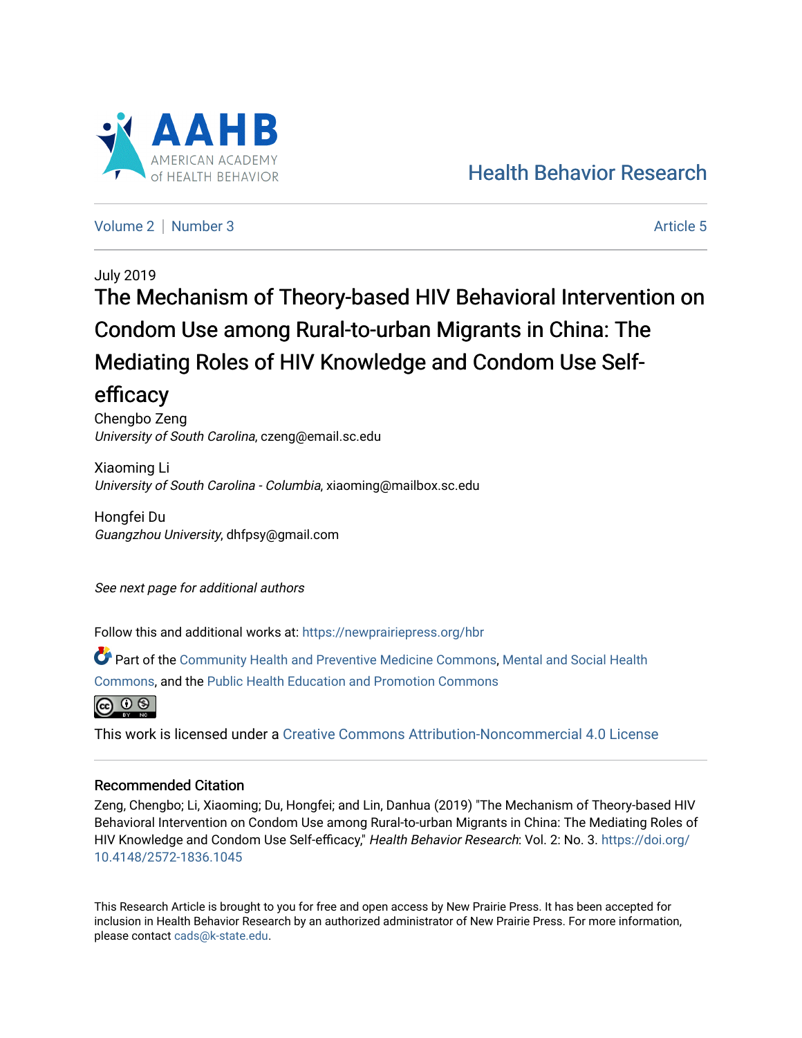Health Behavior Research

Volume 2 | Number 3 Article 5

July 2019

# The Mechanism of Theory-based HIV Behavioral Intervention on Condom Use among Rural-to-urban Migrants in China: The Mediating Roles of HIV Knowledge and Condom Use Self-efficacy

Chengbo Zeng
*University of South Carolina*, czeng@email.sc.edu

Xiaoming Li
*University of South Carolina - Columbia*, xiaoming@mailbox.sc.edu

Hongfei Du
*Guangzhou University*, dhfpsy@gmail.com

*See next page for additional authors*

Follow this and additional works at: https://newprairiepress.org/hbr

Part of the Community Health and Preventive Medicine Commons, Mental and Social Health Commons, and the Public Health Education and Promotion Commons

This work is licensed under a Creative Commons Attribution-Noncommercial 4.0 License

## Recommended Citation

Zeng, Chengbo; Li, Xiaoming; Du, Hongfei; and Lin, Danhua (2019) "The Mechanism of Theory-based HIV Behavioral Intervention on Condom Use among Rural-to-urban Migrants in China: The Mediating Roles of HIV Knowledge and Condom Use Self-efficacy," *Health Behavior Research*: Vol. 2: No. 3. https://doi.org/10.4148/2572-1836.1045

This Research Article is brought to you for free and open access by New Prairie Press. It has been accepted for inclusion in Health Behavior Research by an authorized administrator of New Prairie Press. For more information, please contact cads@k-state.edu.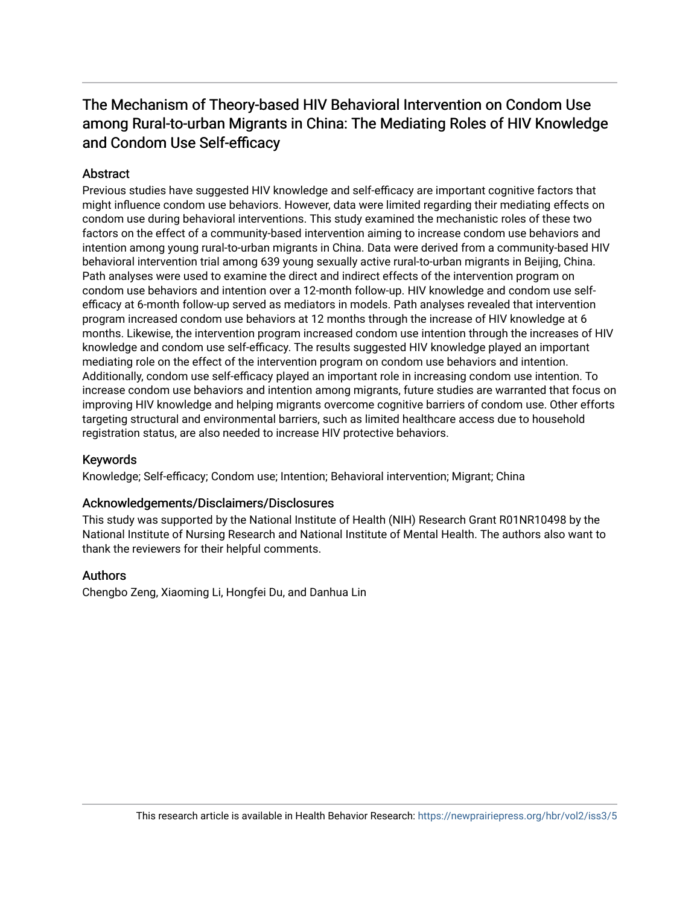# The Mechanism of Theory-based HIV Behavioral Intervention on Condom Use among Rural-to-urban Migrants in China: The Mediating Roles of HIV Knowledge and Condom Use Self-efficacy

## Abstract

Previous studies have suggested HIV knowledge and self-efficacy are important cognitive factors that might influence condom use behaviors. However, data were limited regarding their mediating effects on condom use during behavioral interventions. This study examined the mechanistic roles of these two factors on the effect of a community-based intervention aiming to increase condom use behaviors and intention among young rural-to-urban migrants in China. Data were derived from a community-based HIV behavioral intervention trial among 639 young sexually active rural-to-urban migrants in Beijing, China. Path analyses were used to examine the direct and indirect effects of the intervention program on condom use behaviors and intention over a 12-month follow-up. HIV knowledge and condom use self-efficacy at 6-month follow-up served as mediators in models. Path analyses revealed that intervention program increased condom use behaviors at 12 months through the increase of HIV knowledge at 6 months. Likewise, the intervention program increased condom use intention through the increases of HIV knowledge and condom use self-efficacy. The results suggested HIV knowledge played an important mediating role on the effect of the intervention program on condom use behaviors and intention. Additionally, condom use self-efficacy played an important role in increasing condom use intention. To increase condom use behaviors and intention among migrants, future studies are warranted that focus on improving HIV knowledge and helping migrants overcome cognitive barriers of condom use. Other efforts targeting structural and environmental barriers, such as limited healthcare access due to household registration status, are also needed to increase HIV protective behaviors.

## Keywords

Knowledge; Self-efficacy; Condom use; Intention; Behavioral intervention; Migrant; China

## Acknowledgements/Disclaimers/Disclosures

This study was supported by the National Institute of Health (NIH) Research Grant R01NR10498 by the National Institute of Nursing Research and National Institute of Mental Health. The authors also want to thank the reviewers for their helpful comments.

## Authors

Chengbo Zeng, Xiaoming Li, Hongfei Du, and Danhua Lin

This research article is available in Health Behavior Research: https://newprairiepress.org/hbr/vol2/iss3/5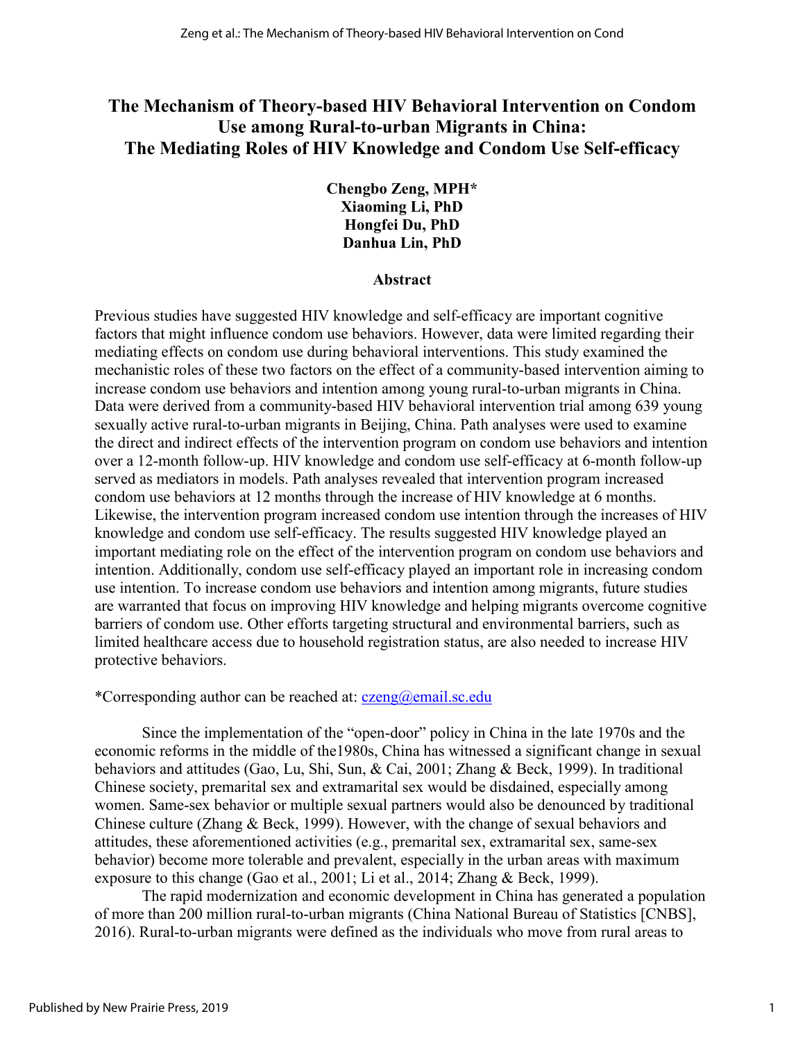# The Mechanism of Theory-based HIV Behavioral Intervention on Condom Use among Rural-to-urban Migrants in China: The Mediating Roles of HIV Knowledge and Condom Use Self-efficacy

**Chengbo Zeng, MPH\***
**Xiaoming Li, PhD**
**Hongfei Du, PhD**
**Danhua Lin, PhD**

## Abstract

Previous studies have suggested HIV knowledge and self-efficacy are important cognitive factors that might influence condom use behaviors. However, data were limited regarding their mediating effects on condom use during behavioral interventions. This study examined the mechanistic roles of these two factors on the effect of a community-based intervention aiming to increase condom use behaviors and intention among young rural-to-urban migrants in China. Data were derived from a community-based HIV behavioral intervention trial among 639 young sexually active rural-to-urban migrants in Beijing, China. Path analyses were used to examine the direct and indirect effects of the intervention program on condom use behaviors and intention over a 12-month follow-up. HIV knowledge and condom use self-efficacy at 6-month follow-up served as mediators in models. Path analyses revealed that intervention program increased condom use behaviors at 12 months through the increase of HIV knowledge at 6 months. Likewise, the intervention program increased condom use intention through the increases of HIV knowledge and condom use self-efficacy. The results suggested HIV knowledge played an important mediating role on the effect of the intervention program on condom use behaviors and intention. Additionally, condom use self-efficacy played an important role in increasing condom use intention. To increase condom use behaviors and intention among migrants, future studies are warranted that focus on improving HIV knowledge and helping migrants overcome cognitive barriers of condom use. Other efforts targeting structural and environmental barriers, such as limited healthcare access due to household registration status, are also needed to increase HIV protective behaviors.

*Corresponding author can be reached at: czeng@email.sc.edu

Since the implementation of the "open-door" policy in China in the late 1970s and the economic reforms in the middle of the1980s, China has witnessed a significant change in sexual behaviors and attitudes (Gao, Lu, Shi, Sun, & Cai, 2001; Zhang & Beck, 1999). In traditional Chinese society, premarital sex and extramarital sex would be disdained, especially among women. Same-sex behavior or multiple sexual partners would also be denounced by traditional Chinese culture (Zhang & Beck, 1999). However, with the change of sexual behaviors and attitudes, these aforementioned activities (e.g., premarital sex, extramarital sex, same-sex behavior) become more tolerable and prevalent, especially in the urban areas with maximum exposure to this change (Gao et al., 2001; Li et al., 2014; Zhang & Beck, 1999).

The rapid modernization and economic development in China has generated a population of more than 200 million rural-to-urban migrants (China National Bureau of Statistics [CNBS], 2016). Rural-to-urban migrants were defined as the individuals who move from rural areas to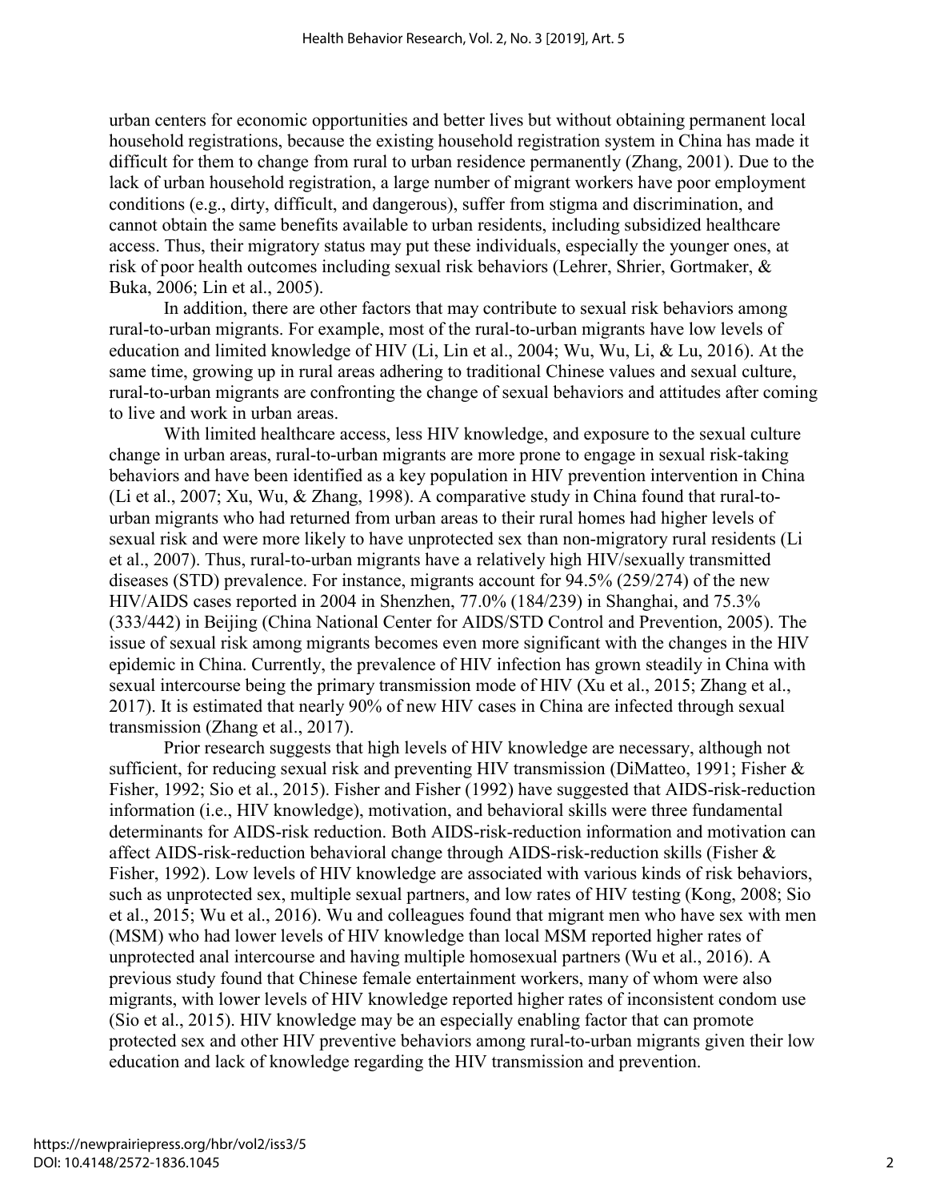urban centers for economic opportunities and better lives but without obtaining permanent local household registrations, because the existing household registration system in China has made it difficult for them to change from rural to urban residence permanently (Zhang, 2001). Due to the lack of urban household registration, a large number of migrant workers have poor employment conditions (e.g., dirty, difficult, and dangerous), suffer from stigma and discrimination, and cannot obtain the same benefits available to urban residents, including subsidized healthcare access. Thus, their migratory status may put these individuals, especially the younger ones, at risk of poor health outcomes including sexual risk behaviors (Lehrer, Shrier, Gortmaker, & Buka, 2006; Lin et al., 2005).

In addition, there are other factors that may contribute to sexual risk behaviors among rural-to-urban migrants. For example, most of the rural-to-urban migrants have low levels of education and limited knowledge of HIV (Li, Lin et al., 2004; Wu, Wu, Li, & Lu, 2016). At the same time, growing up in rural areas adhering to traditional Chinese values and sexual culture, rural-to-urban migrants are confronting the change of sexual behaviors and attitudes after coming to live and work in urban areas.

With limited healthcare access, less HIV knowledge, and exposure to the sexual culture change in urban areas, rural-to-urban migrants are more prone to engage in sexual risk-taking behaviors and have been identified as a key population in HIV prevention intervention in China (Li et al., 2007; Xu, Wu, & Zhang, 1998). A comparative study in China found that rural-to-urban migrants who had returned from urban areas to their rural homes had higher levels of sexual risk and were more likely to have unprotected sex than non-migratory rural residents (Li et al., 2007). Thus, rural-to-urban migrants have a relatively high HIV/sexually transmitted diseases (STD) prevalence. For instance, migrants account for 94.5% (259/274) of the new HIV/AIDS cases reported in 2004 in Shenzhen, 77.0% (184/239) in Shanghai, and 75.3% (333/442) in Beijing (China National Center for AIDS/STD Control and Prevention, 2005). The issue of sexual risk among migrants becomes even more significant with the changes in the HIV epidemic in China. Currently, the prevalence of HIV infection has grown steadily in China with sexual intercourse being the primary transmission mode of HIV (Xu et al., 2015; Zhang et al., 2017). It is estimated that nearly 90% of new HIV cases in China are infected through sexual transmission (Zhang et al., 2017).

Prior research suggests that high levels of HIV knowledge are necessary, although not sufficient, for reducing sexual risk and preventing HIV transmission (DiMatteo, 1991; Fisher & Fisher, 1992; Sio et al., 2015). Fisher and Fisher (1992) have suggested that AIDS-risk-reduction information (i.e., HIV knowledge), motivation, and behavioral skills were three fundamental determinants for AIDS-risk reduction. Both AIDS-risk-reduction information and motivation can affect AIDS-risk-reduction behavioral change through AIDS-risk-reduction skills (Fisher & Fisher, 1992). Low levels of HIV knowledge are associated with various kinds of risk behaviors, such as unprotected sex, multiple sexual partners, and low rates of HIV testing (Kong, 2008; Sio et al., 2015; Wu et al., 2016). Wu and colleagues found that migrant men who have sex with men (MSM) who had lower levels of HIV knowledge than local MSM reported higher rates of unprotected anal intercourse and having multiple homosexual partners (Wu et al., 2016). A previous study found that Chinese female entertainment workers, many of whom were also migrants, with lower levels of HIV knowledge reported higher rates of inconsistent condom use (Sio et al., 2015). HIV knowledge may be an especially enabling factor that can promote protected sex and other HIV preventive behaviors among rural-to-urban migrants given their low education and lack of knowledge regarding the HIV transmission and prevention.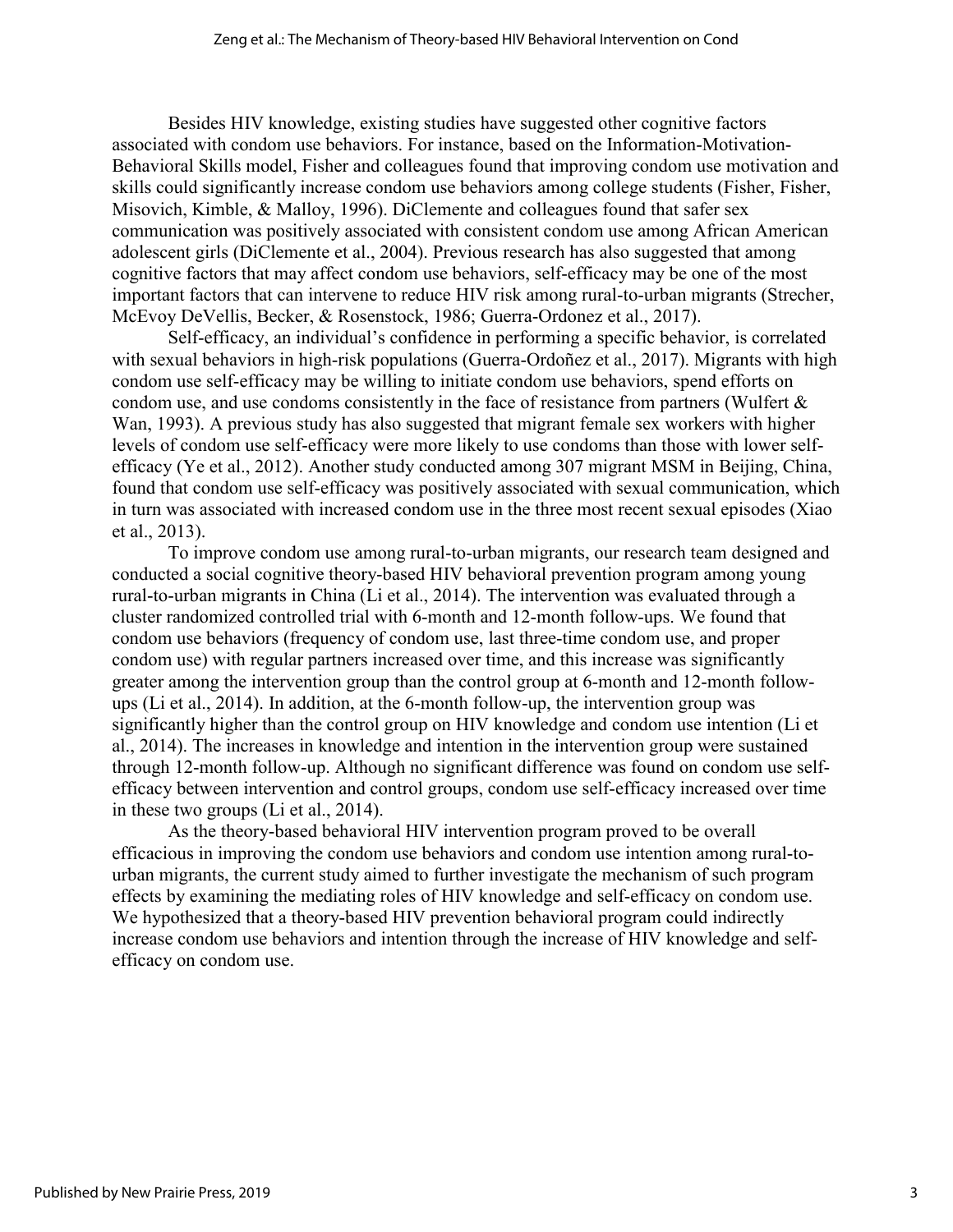Besides HIV knowledge, existing studies have suggested other cognitive factors associated with condom use behaviors. For instance, based on the Information-Motivation-Behavioral Skills model, Fisher and colleagues found that improving condom use motivation and skills could significantly increase condom use behaviors among college students (Fisher, Fisher, Misovich, Kimble, & Malloy, 1996). DiClemente and colleagues found that safer sex communication was positively associated with consistent condom use among African American adolescent girls (DiClemente et al., 2004). Previous research has also suggested that among cognitive factors that may affect condom use behaviors, self-efficacy may be one of the most important factors that can intervene to reduce HIV risk among rural-to-urban migrants (Strecher, McEvoy DeVellis, Becker, & Rosenstock, 1986; Guerra-Ordonez et al., 2017).

Self-efficacy, an individual's confidence in performing a specific behavior, is correlated with sexual behaviors in high-risk populations (Guerra-Ordoñez et al., 2017). Migrants with high condom use self-efficacy may be willing to initiate condom use behaviors, spend efforts on condom use, and use condoms consistently in the face of resistance from partners (Wulfert & Wan, 1993). A previous study has also suggested that migrant female sex workers with higher levels of condom use self-efficacy were more likely to use condoms than those with lower self-efficacy (Ye et al., 2012). Another study conducted among 307 migrant MSM in Beijing, China, found that condom use self-efficacy was positively associated with sexual communication, which in turn was associated with increased condom use in the three most recent sexual episodes (Xiao et al., 2013).

To improve condom use among rural-to-urban migrants, our research team designed and conducted a social cognitive theory-based HIV behavioral prevention program among young rural-to-urban migrants in China (Li et al., 2014). The intervention was evaluated through a cluster randomized controlled trial with 6-month and 12-month follow-ups. We found that condom use behaviors (frequency of condom use, last three-time condom use, and proper condom use) with regular partners increased over time, and this increase was significantly greater among the intervention group than the control group at 6-month and 12-month follow-ups (Li et al., 2014). In addition, at the 6-month follow-up, the intervention group was significantly higher than the control group on HIV knowledge and condom use intention (Li et al., 2014). The increases in knowledge and intention in the intervention group were sustained through 12-month follow-up. Although no significant difference was found on condom use self-efficacy between intervention and control groups, condom use self-efficacy increased over time in these two groups (Li et al., 2014).

As the theory-based behavioral HIV intervention program proved to be overall efficacious in improving the condom use behaviors and condom use intention among rural-to-urban migrants, the current study aimed to further investigate the mechanism of such program effects by examining the mediating roles of HIV knowledge and self-efficacy on condom use. We hypothesized that a theory-based HIV prevention behavioral program could indirectly increase condom use behaviors and intention through the increase of HIV knowledge and self-efficacy on condom use.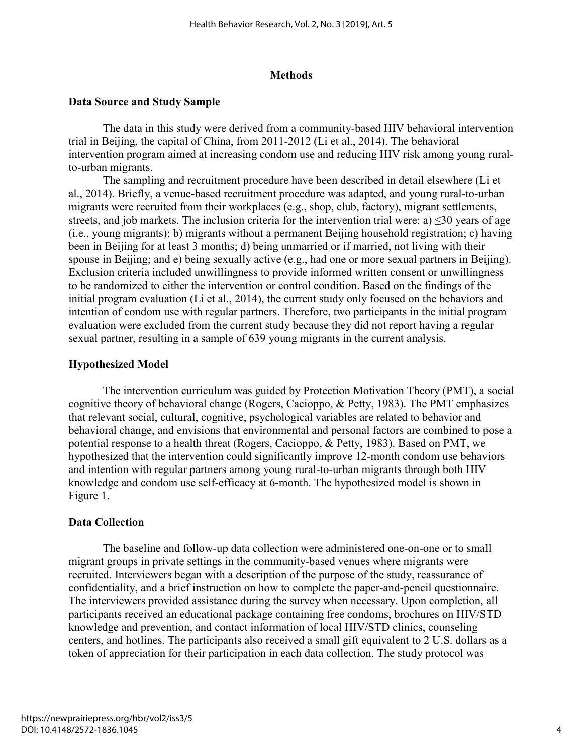## Methods

### Data Source and Study Sample

The data in this study were derived from a community-based HIV behavioral intervention trial in Beijing, the capital of China, from 2011-2012 (Li et al., 2014). The behavioral intervention program aimed at increasing condom use and reducing HIV risk among young rural-to-urban migrants.

The sampling and recruitment procedure have been described in detail elsewhere (Li et al., 2014). Briefly, a venue-based recruitment procedure was adapted, and young rural-to-urban migrants were recruited from their workplaces (e.g., shop, club, factory), migrant settlements, streets, and job markets. The inclusion criteria for the intervention trial were: a) ≤30 years of age (i.e., young migrants); b) migrants without a permanent Beijing household registration; c) having been in Beijing for at least 3 months; d) being unmarried or if married, not living with their spouse in Beijing; and e) being sexually active (e.g., had one or more sexual partners in Beijing). Exclusion criteria included unwillingness to provide informed written consent or unwillingness to be randomized to either the intervention or control condition. Based on the findings of the initial program evaluation (Li et al., 2014), the current study only focused on the behaviors and intention of condom use with regular partners. Therefore, two participants in the initial program evaluation were excluded from the current study because they did not report having a regular sexual partner, resulting in a sample of 639 young migrants in the current analysis.

### Hypothesized Model

The intervention curriculum was guided by Protection Motivation Theory (PMT), a social cognitive theory of behavioral change (Rogers, Cacioppo, & Petty, 1983). The PMT emphasizes that relevant social, cultural, cognitive, psychological variables are related to behavior and behavioral change, and envisions that environmental and personal factors are combined to pose a potential response to a health threat (Rogers, Cacioppo, & Petty, 1983). Based on PMT, we hypothesized that the intervention could significantly improve 12-month condom use behaviors and intention with regular partners among young rural-to-urban migrants through both HIV knowledge and condom use self-efficacy at 6-month. The hypothesized model is shown in Figure 1.

### Data Collection

The baseline and follow-up data collection were administered one-on-one or to small migrant groups in private settings in the community-based venues where migrants were recruited. Interviewers began with a description of the purpose of the study, reassurance of confidentiality, and a brief instruction on how to complete the paper-and-pencil questionnaire. The interviewers provided assistance during the survey when necessary. Upon completion, all participants received an educational package containing free condoms, brochures on HIV/STD knowledge and prevention, and contact information of local HIV/STD clinics, counseling centers, and hotlines. The participants also received a small gift equivalent to 2 U.S. dollars as a token of appreciation for their participation in each data collection. The study protocol was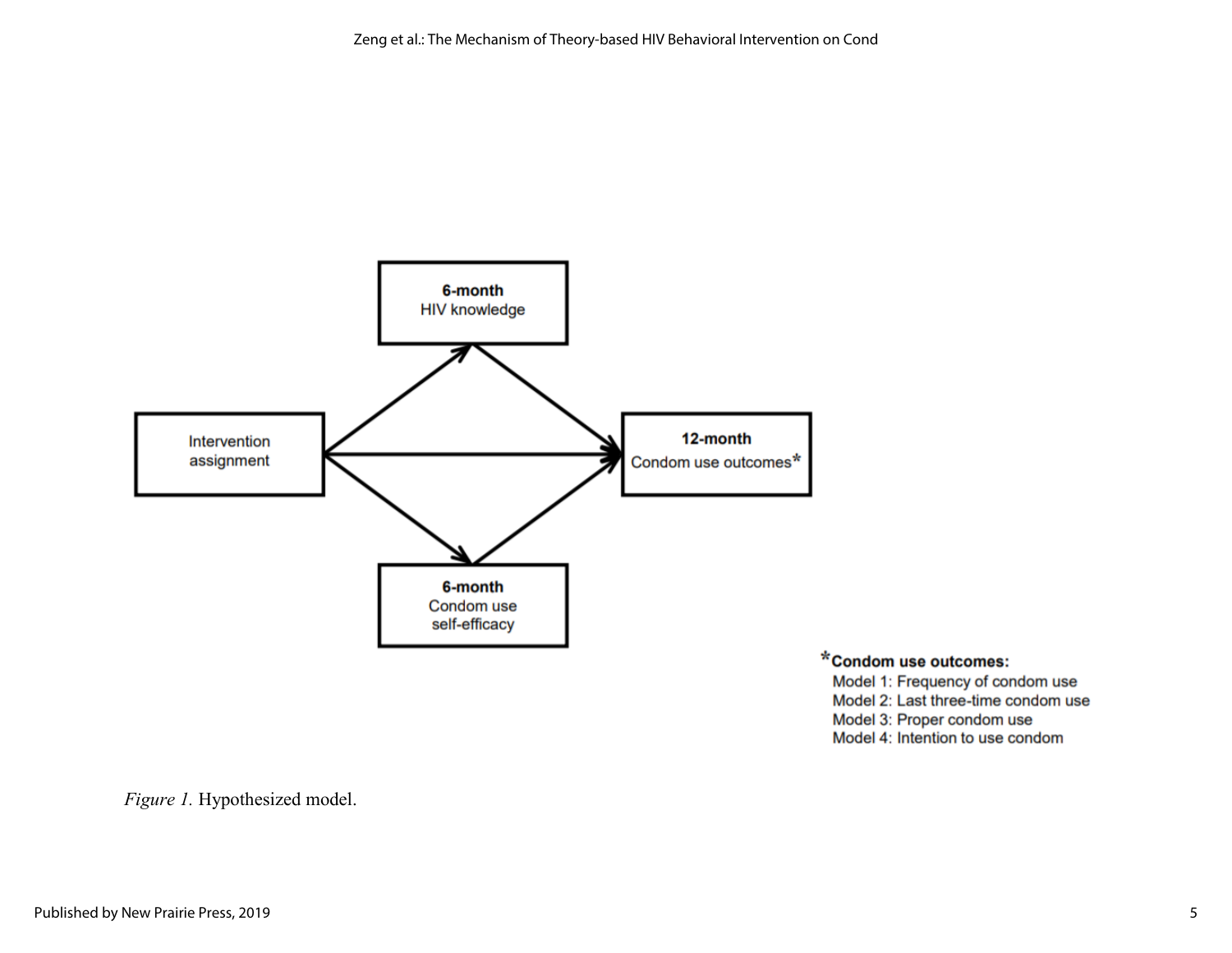6-month
HIV knowledge

Intervention assignment

12-month
Condom use outcomes*

6-month
Condom use self-efficacy

***Condom use outcomes:**

Model 1: Frequency of condom use
Model 2: Last three-time condom use
Model 3: Proper condom use
Model 4: Intention to use condom

*Figure 1.* Hypothesized model.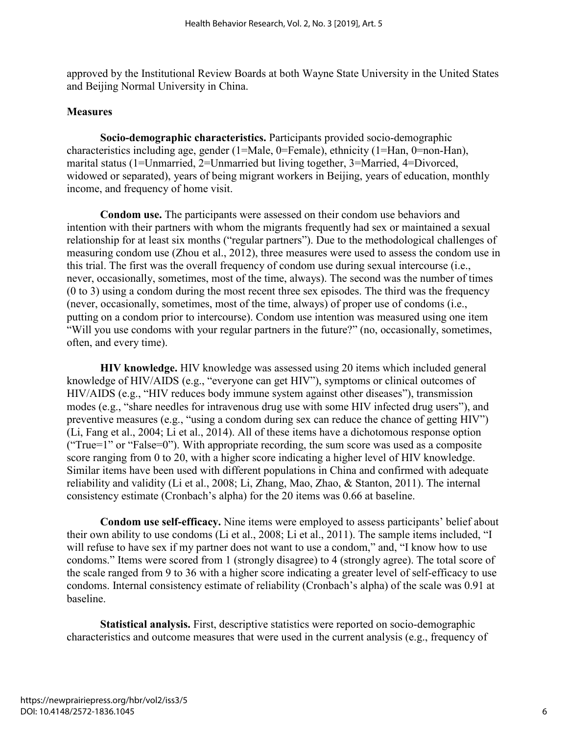approved by the Institutional Review Boards at both Wayne State University in the United States and Beijing Normal University in China.

## Measures

**Socio-demographic characteristics.** Participants provided socio-demographic characteristics including age, gender (1=Male, 0=Female), ethnicity (1=Han, 0=non-Han), marital status (1=Unmarried, 2=Unmarried but living together, 3=Married, 4=Divorced, widowed or separated), years of being migrant workers in Beijing, years of education, monthly income, and frequency of home visit.

**Condom use.** The participants were assessed on their condom use behaviors and intention with their partners with whom the migrants frequently had sex or maintained a sexual relationship for at least six months ("regular partners"). Due to the methodological challenges of measuring condom use (Zhou et al., 2012), three measures were used to assess the condom use in this trial. The first was the overall frequency of condom use during sexual intercourse (i.e., never, occasionally, sometimes, most of the time, always). The second was the number of times (0 to 3) using a condom during the most recent three sex episodes. The third was the frequency (never, occasionally, sometimes, most of the time, always) of proper use of condoms (i.e., putting on a condom prior to intercourse). Condom use intention was measured using one item "Will you use condoms with your regular partners in the future?" (no, occasionally, sometimes, often, and every time).

**HIV knowledge.** HIV knowledge was assessed using 20 items which included general knowledge of HIV/AIDS (e.g., "everyone can get HIV"), symptoms or clinical outcomes of HIV/AIDS (e.g., "HIV reduces body immune system against other diseases"), transmission modes (e.g., "share needles for intravenous drug use with some HIV infected drug users"), and preventive measures (e.g., "using a condom during sex can reduce the chance of getting HIV") (Li, Fang et al., 2004; Li et al., 2014). All of these items have a dichotomous response option ("True=1" or "False=0"). With appropriate recording, the sum score was used as a composite score ranging from 0 to 20, with a higher score indicating a higher level of HIV knowledge. Similar items have been used with different populations in China and confirmed with adequate reliability and validity (Li et al., 2008; Li, Zhang, Mao, Zhao, & Stanton, 2011). The internal consistency estimate (Cronbach's alpha) for the 20 items was 0.66 at baseline.

**Condom use self-efficacy.** Nine items were employed to assess participants' belief about their own ability to use condoms (Li et al., 2008; Li et al., 2011). The sample items included, "I will refuse to have sex if my partner does not want to use a condom," and, "I know how to use condoms." Items were scored from 1 (strongly disagree) to 4 (strongly agree). The total score of the scale ranged from 9 to 36 with a higher score indicating a greater level of self-efficacy to use condoms. Internal consistency estimate of reliability (Cronbach's alpha) of the scale was 0.91 at baseline.

**Statistical analysis.** First, descriptive statistics were reported on socio-demographic characteristics and outcome measures that were used in the current analysis (e.g., frequency of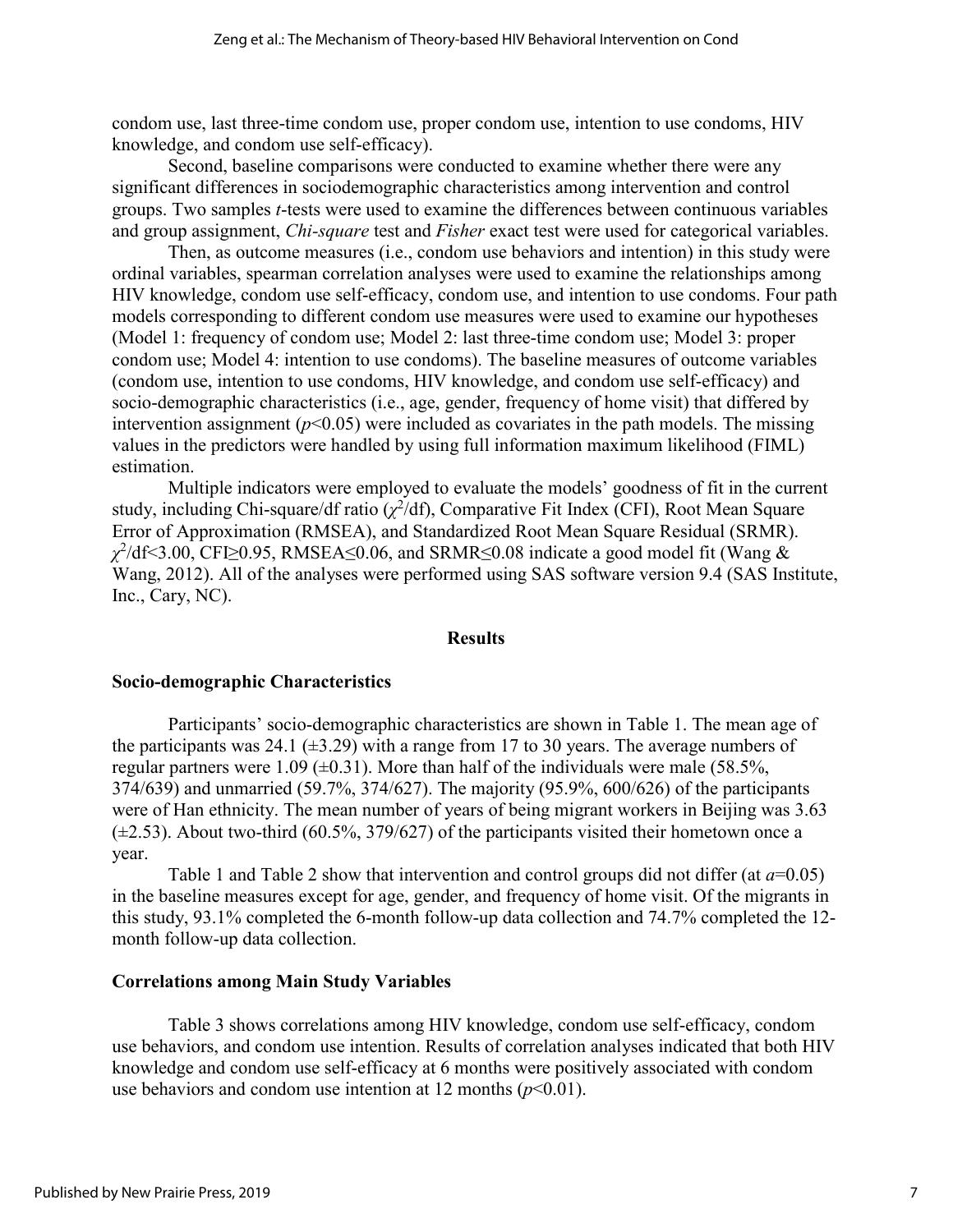condom use, last three-time condom use, proper condom use, intention to use condoms, HIV knowledge, and condom use self-efficacy).

Second, baseline comparisons were conducted to examine whether there were any significant differences in sociodemographic characteristics among intervention and control groups. Two samples *t*-tests were used to examine the differences between continuous variables and group assignment, *Chi-square* test and *Fisher* exact test were used for categorical variables.

Then, as outcome measures (i.e., condom use behaviors and intention) in this study were ordinal variables, spearman correlation analyses were used to examine the relationships among HIV knowledge, condom use self-efficacy, condom use, and intention to use condoms. Four path models corresponding to different condom use measures were used to examine our hypotheses (Model 1: frequency of condom use; Model 2: last three-time condom use; Model 3: proper condom use; Model 4: intention to use condoms). The baseline measures of outcome variables (condom use, intention to use condoms, HIV knowledge, and condom use self-efficacy) and socio-demographic characteristics (i.e., age, gender, frequency of home visit) that differed by intervention assignment ($p<0.05$) were included as covariates in the path models. The missing values in the predictors were handled by using full information maximum likelihood (FIML) estimation.

Multiple indicators were employed to evaluate the models' goodness of fit in the current study, including Chi-square/df ratio ($\chi^2$/df), Comparative Fit Index (CFI), Root Mean Square Error of Approximation (RMSEA), and Standardized Root Mean Square Residual (SRMR). $\chi^2$/df<3.00, CFI≥0.95, RMSEA≤0.06, and SRMR≤0.08 indicate a good model fit (Wang & Wang, 2012). All of the analyses were performed using SAS software version 9.4 (SAS Institute, Inc., Cary, NC).

## Results

### Socio-demographic Characteristics

Participants' socio-demographic characteristics are shown in Table 1. The mean age of the participants was 24.1 (±3.29) with a range from 17 to 30 years. The average numbers of regular partners were 1.09 (±0.31). More than half of the individuals were male (58.5%, 374/639) and unmarried (59.7%, 374/627). The majority (95.9%, 600/626) of the participants were of Han ethnicity. The mean number of years of being migrant workers in Beijing was 3.63 (±2.53). About two-third (60.5%, 379/627) of the participants visited their hometown once a year.

Table 1 and Table 2 show that intervention and control groups did not differ (at $a$=0.05) in the baseline measures except for age, gender, and frequency of home visit. Of the migrants in this study, 93.1% completed the 6-month follow-up data collection and 74.7% completed the 12-month follow-up data collection.

### Correlations among Main Study Variables

Table 3 shows correlations among HIV knowledge, condom use self-efficacy, condom use behaviors, and condom use intention. Results of correlation analyses indicated that both HIV knowledge and condom use self-efficacy at 6 months were positively associated with condom use behaviors and condom use intention at 12 months ($p<0.01$).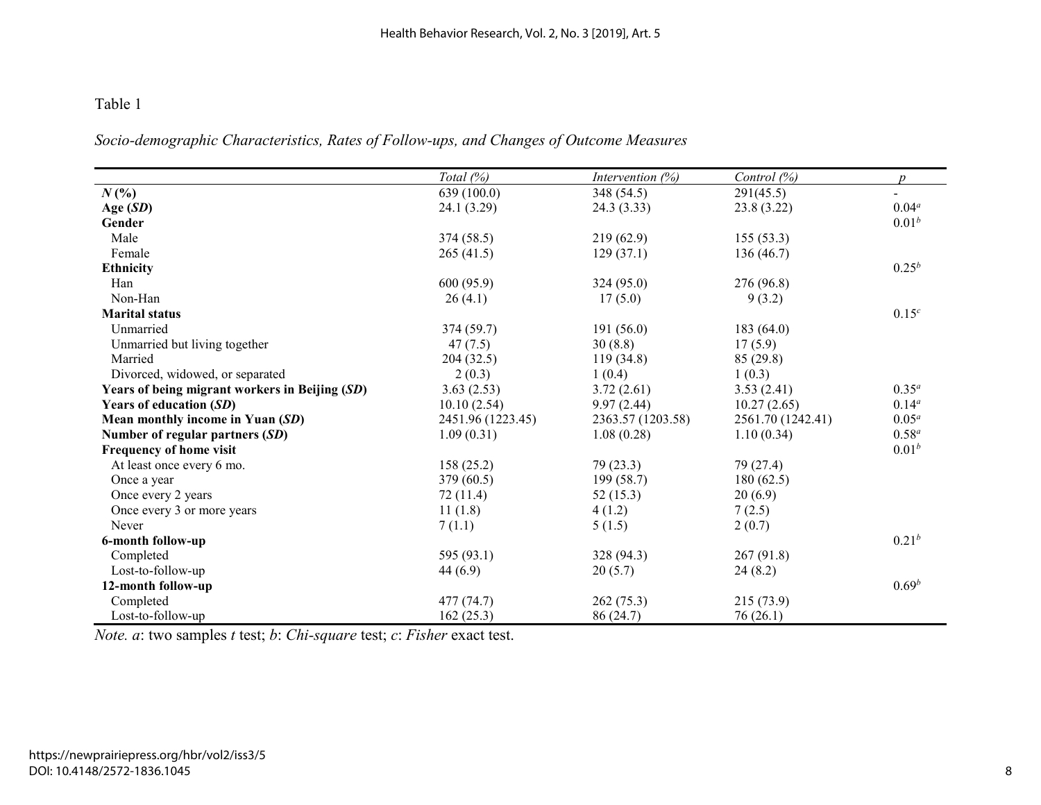Table 1

*Socio-demographic Characteristics, Rates of Follow-ups, and Changes of Outcome Measures*

| | *Total (%)* | *Intervention (%)* | *Control (%)* | *p* |
|---|---|---|---|---|
| ***N* (%)** | 639 (100.0) | 348 (54.5) | 291(45.5) | - |
| **Age (*SD*)** | 24.1 (3.29) | 24.3 (3.33) | 23.8 (3.22) | 0.04[a] |
| **Gender** | | | | 0.01[b] |
| Male | 374 (58.5) | 219 (62.9) | 155 (53.3) | |
| Female | 265 (41.5) | 129 (37.1) | 136 (46.7) | |
| **Ethnicity** | | | | 0.25[b] |
| Han | 600 (95.9) | 324 (95.0) | 276 (96.8) | |
| Non-Han | 26 (4.1) | 17 (5.0) | 9 (3.2) | |
| **Marital status** | | | | 0.15[c] |
| Unmarried | 374 (59.7) | 191 (56.0) | 183 (64.0) | |
| Unmarried but living together | 47 (7.5) | 30 (8.8) | 17 (5.9) | |
| Married | 204 (32.5) | 119 (34.8) | 85 (29.8) | |
| Divorced, widowed, or separated | 2 (0.3) | 1 (0.4) | 1 (0.3) | |
| **Years of being migrant workers in Beijing (*SD*)** | 3.63 (2.53) | 3.72 (2.61) | 3.53 (2.41) | 0.35[a] |
| **Years of education (*SD*)** | 10.10 (2.54) | 9.97 (2.44) | 10.27 (2.65) | 0.14[a] |
| **Mean monthly income in Yuan (*SD*)** | 2451.96 (1223.45) | 2363.57 (1203.58) | 2561.70 (1242.41) | 0.05[a] |
| **Number of regular partners (*SD*)** | 1.09 (0.31) | 1.08 (0.28) | 1.10 (0.34) | 0.58[a] |
| **Frequency of home visit** | | | | 0.01[b] |
| At least once every 6 mo. | 158 (25.2) | 79 (23.3) | 79 (27.4) | |
| Once a year | 379 (60.5) | 199 (58.7) | 180 (62.5) | |
| Once every 2 years | 72 (11.4) | 52 (15.3) | 20 (6.9) | |
| Once every 3 or more years | 11 (1.8) | 4 (1.2) | 7 (2.5) | |
| Never | 7 (1.1) | 5 (1.5) | 2 (0.7) | |
| **6-month follow-up** | | | | 0.21[b] |
| Completed | 595 (93.1) | 328 (94.3) | 267 (91.8) | |
| Lost-to-follow-up | 44 (6.9) | 20 (5.7) | 24 (8.2) | |
| **12-month follow-up** | | | | 0.69[b] |
| Completed | 477 (74.7) | 262 (75.3) | 215 (73.9) | |
| Lost-to-follow-up | 162 (25.3) | 86 (24.7) | 76 (26.1) | |

*Note. a*: two samples *t* test; *b*: *Chi-square* test; *c*: *Fisher* exact test.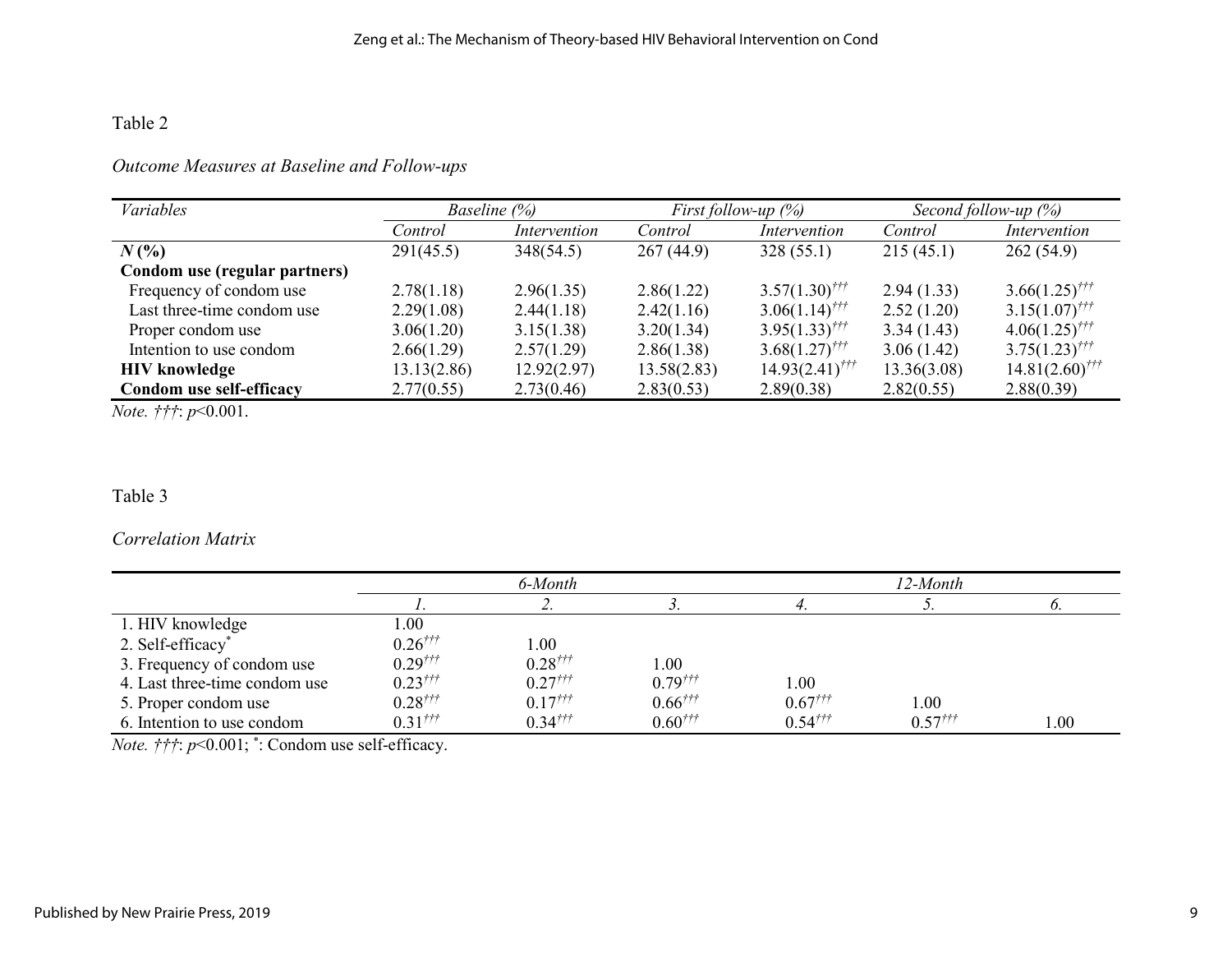Table 2

*Outcome Measures at Baseline and Follow-ups*

| *Variables* | *Baseline (%)* | | *First follow-up (%)* | | *Second follow-up (%)* | |
|---|---|---|---|---|---|---|
| | *Control* | *Intervention* | *Control* | *Intervention* | *Control* | *Intervention* |
| ***N* (%)** | 291(45.5) | 348(54.5) | 267 (44.9) | 328 (55.1) | 215 (45.1) | 262 (54.9) |
| **Condom use (regular partners)** | | | | | | |
| Frequency of condom use | 2.78(1.18) | 2.96(1.35) | 2.86(1.22) | 3.57(1.30)††† | 2.94 (1.33) | 3.66(1.25)††† |
| Last three-time condom use | 2.29(1.08) | 2.44(1.18) | 2.42(1.16) | 3.06(1.14)††† | 2.52 (1.20) | 3.15(1.07)††† |
| Proper condom use | 3.06(1.20) | 3.15(1.38) | 3.20(1.34) | 3.95(1.33)††† | 3.34 (1.43) | 4.06(1.25)††† |
| Intention to use condom | 2.66(1.29) | 2.57(1.29) | 2.86(1.38) | 3.68(1.27)††† | 3.06 (1.42) | 3.75(1.23)††† |
| **HIV knowledge** | 13.13(2.86) | 12.92(2.97) | 13.58(2.83) | 14.93(2.41)††† | 13.36(3.08) | 14.81(2.60)††† |
| **Condom use self-efficacy** | 2.77(0.55) | 2.73(0.46) | 2.83(0.53) | 2.89(0.38) | 2.82(0.55) | 2.88(0.39) |

*Note. †††*: $p<0.001$.

Table 3

*Correlation Matrix*

| | *6-Month* | | | *12-Month* | | |
|---|---|---|---|---|---|---|
| | *1.* | *2.* | *3.* | *4.* | *5.* | *6.* |
| 1. HIV knowledge | 1.00 | | | | | |
| 2. Self-efficacy* | 0.26††† | 1.00 | | | | |
| 3. Frequency of condom use | 0.29††† | 0.28††† | 1.00 | | | |
| 4. Last three-time condom use | 0.23††† | 0.27††† | 0.79††† | 1.00 | | |
| 5. Proper condom use | 0.28††† | 0.17††† | 0.66††† | 0.67††† | 1.00 | |
| 6. Intention to use condom | 0.31††† | 0.34††† | 0.60††† | 0.54††† | 0.57††† | 1.00 |

*Note. †††*: $p<0.001$; *: Condom use self-efficacy.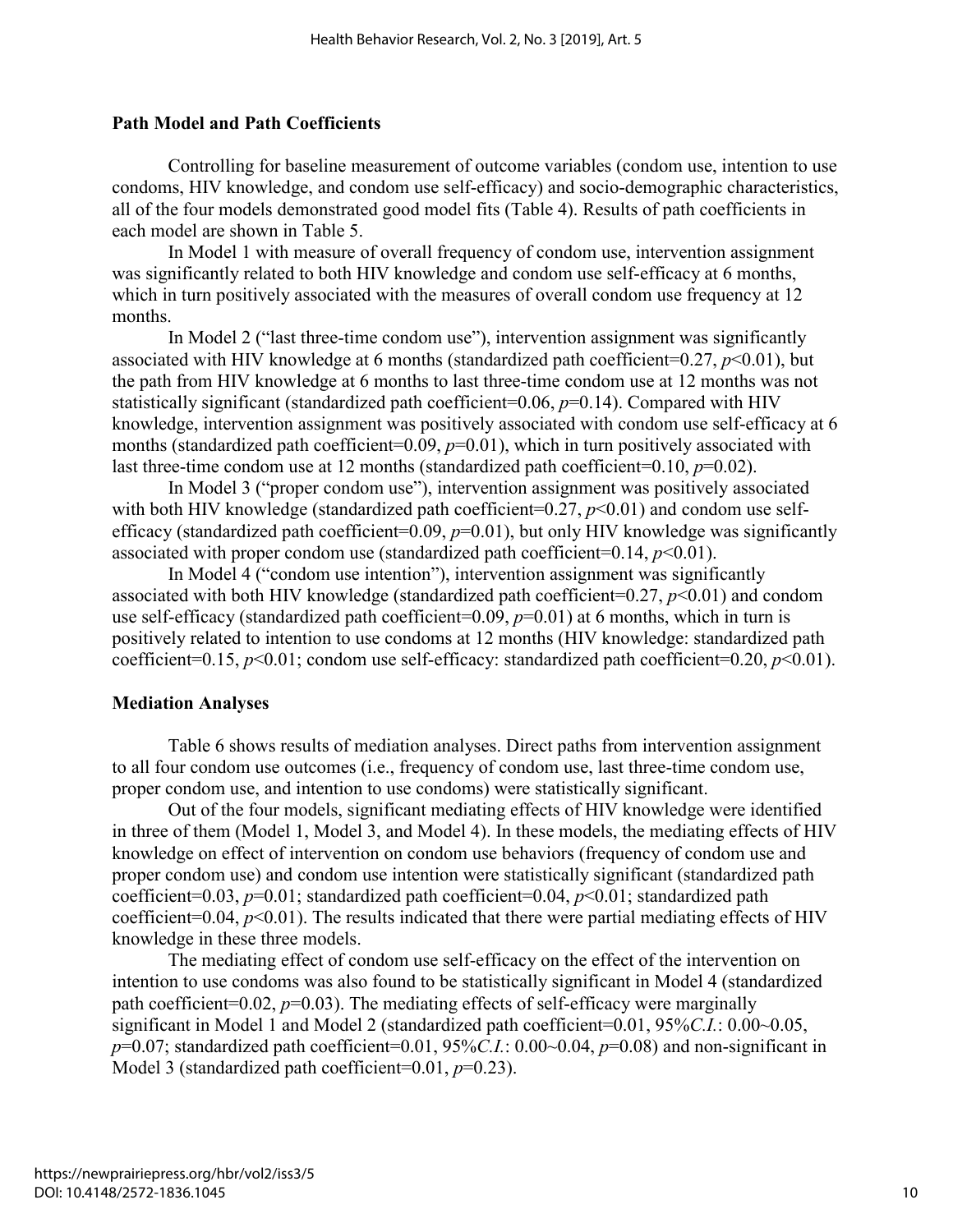## Path Model and Path Coefficients

Controlling for baseline measurement of outcome variables (condom use, intention to use condoms, HIV knowledge, and condom use self-efficacy) and socio-demographic characteristics, all of the four models demonstrated good model fits (Table 4). Results of path coefficients in each model are shown in Table 5.

In Model 1 with measure of overall frequency of condom use, intervention assignment was significantly related to both HIV knowledge and condom use self-efficacy at 6 months, which in turn positively associated with the measures of overall condom use frequency at 12 months.

In Model 2 ("last three-time condom use"), intervention assignment was significantly associated with HIV knowledge at 6 months (standardized path coefficient=0.27, $p$<0.01), but the path from HIV knowledge at 6 months to last three-time condom use at 12 months was not statistically significant (standardized path coefficient=0.06, $p$=0.14). Compared with HIV knowledge, intervention assignment was positively associated with condom use self-efficacy at 6 months (standardized path coefficient=0.09, $p$=0.01), which in turn positively associated with last three-time condom use at 12 months (standardized path coefficient=0.10, $p$=0.02).

In Model 3 ("proper condom use"), intervention assignment was positively associated with both HIV knowledge (standardized path coefficient=0.27, $p$<0.01) and condom use self-efficacy (standardized path coefficient=0.09, $p$=0.01), but only HIV knowledge was significantly associated with proper condom use (standardized path coefficient=0.14, $p$<0.01).

In Model 4 ("condom use intention"), intervention assignment was significantly associated with both HIV knowledge (standardized path coefficient=0.27, $p$<0.01) and condom use self-efficacy (standardized path coefficient=0.09, $p$=0.01) at 6 months, which in turn is positively related to intention to use condoms at 12 months (HIV knowledge: standardized path coefficient=0.15, $p$<0.01; condom use self-efficacy: standardized path coefficient=0.20, $p$<0.01).

## Mediation Analyses

Table 6 shows results of mediation analyses. Direct paths from intervention assignment to all four condom use outcomes (i.e., frequency of condom use, last three-time condom use, proper condom use, and intention to use condoms) were statistically significant.

Out of the four models, significant mediating effects of HIV knowledge were identified in three of them (Model 1, Model 3, and Model 4). In these models, the mediating effects of HIV knowledge on effect of intervention on condom use behaviors (frequency of condom use and proper condom use) and condom use intention were statistically significant (standardized path coefficient=0.03, $p$=0.01; standardized path coefficient=0.04, $p$<0.01; standardized path coefficient=0.04, $p$<0.01). The results indicated that there were partial mediating effects of HIV knowledge in these three models.

The mediating effect of condom use self-efficacy on the effect of the intervention on intention to use condoms was also found to be statistically significant in Model 4 (standardized path coefficient=0.02, $p$=0.03). The mediating effects of self-efficacy were marginally significant in Model 1 and Model 2 (standardized path coefficient=0.01, 95%*C.I.*: 0.00~0.05, $p$=0.07; standardized path coefficient=0.01, 95%*C.I.*: 0.00~0.04, $p$=0.08) and non-significant in Model 3 (standardized path coefficient=0.01, $p$=0.23).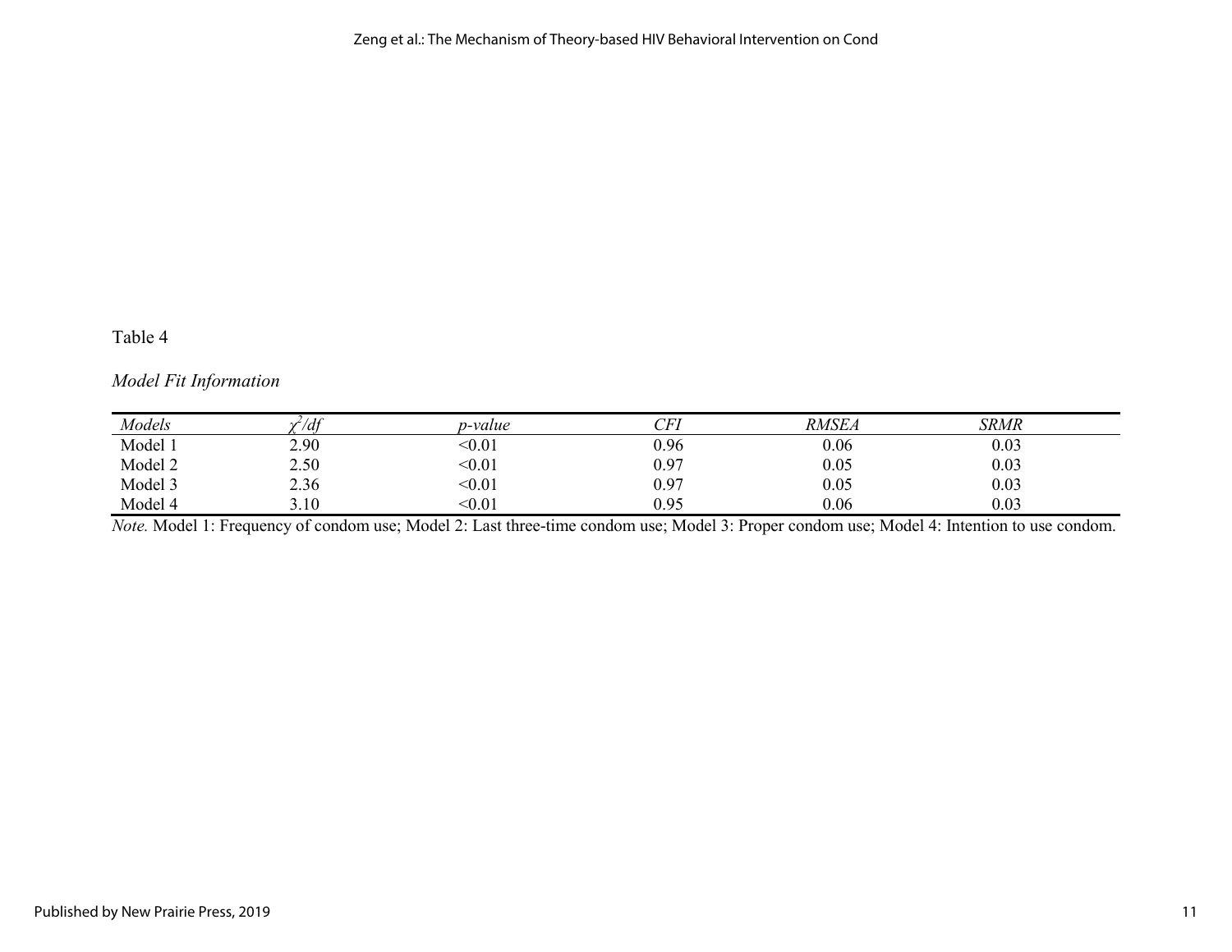Table 4

*Model Fit Information*

| *Models* | $\chi^2/df$ | *p-value* | *CFI* | *RMSEA* | *SRMR* |
|---|---|---|---|---|---|
| Model 1 | 2.90 | <0.01 | 0.96 | 0.06 | 0.03 |
| Model 2 | 2.50 | <0.01 | 0.97 | 0.05 | 0.03 |
| Model 3 | 2.36 | <0.01 | 0.97 | 0.05 | 0.03 |
| Model 4 | 3.10 | <0.01 | 0.95 | 0.06 | 0.03 |

*Note.* Model 1: Frequency of condom use; Model 2: Last three-time condom use; Model 3: Proper condom use; Model 4: Intention to use condom.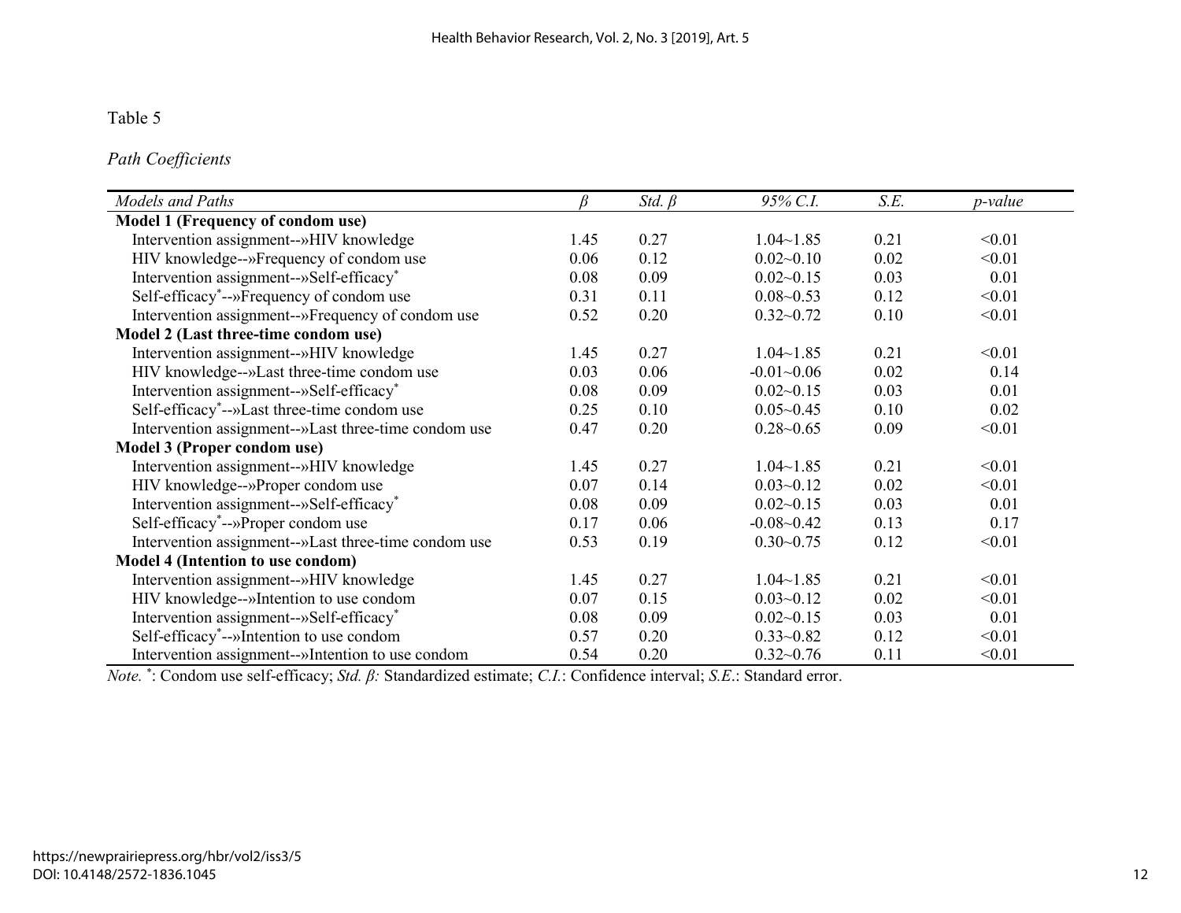Table 5

*Path Coefficients*

| *Models and Paths* | *β* | *Std. β* | *95% C.I.* | *S.E.* | *p-value* |
|---|---|---|---|---|---|
| **Model 1 (Frequency of condom use)** | | | | | |
| Intervention assignment--»HIV knowledge | 1.45 | 0.27 | 1.04~1.85 | 0.21 | <0.01 |
| HIV knowledge--»Frequency of condom use | 0.06 | 0.12 | 0.02~0.10 | 0.02 | <0.01 |
| Intervention assignment--»Self-efficacy* | 0.08 | 0.09 | 0.02~0.15 | 0.03 | 0.01 |
| Self-efficacy*--»Frequency of condom use | 0.31 | 0.11 | 0.08~0.53 | 0.12 | <0.01 |
| Intervention assignment--»Frequency of condom use | 0.52 | 0.20 | 0.32~0.72 | 0.10 | <0.01 |
| **Model 2 (Last three-time condom use)** | | | | | |
| Intervention assignment--»HIV knowledge | 1.45 | 0.27 | 1.04~1.85 | 0.21 | <0.01 |
| HIV knowledge--»Last three-time condom use | 0.03 | 0.06 | -0.01~0.06 | 0.02 | 0.14 |
| Intervention assignment--»Self-efficacy* | 0.08 | 0.09 | 0.02~0.15 | 0.03 | 0.01 |
| Self-efficacy*--»Last three-time condom use | 0.25 | 0.10 | 0.05~0.45 | 0.10 | 0.02 |
| Intervention assignment--»Last three-time condom use | 0.47 | 0.20 | 0.28~0.65 | 0.09 | <0.01 |
| **Model 3 (Proper condom use)** | | | | | |
| Intervention assignment--»HIV knowledge | 1.45 | 0.27 | 1.04~1.85 | 0.21 | <0.01 |
| HIV knowledge--»Proper condom use | 0.07 | 0.14 | 0.03~0.12 | 0.02 | <0.01 |
| Intervention assignment--»Self-efficacy* | 0.08 | 0.09 | 0.02~0.15 | 0.03 | 0.01 |
| Self-efficacy*--»Proper condom use | 0.17 | 0.06 | -0.08~0.42 | 0.13 | 0.17 |
| Intervention assignment--»Last three-time condom use | 0.53 | 0.19 | 0.30~0.75 | 0.12 | <0.01 |
| **Model 4 (Intention to use condom)** | | | | | |
| Intervention assignment--»HIV knowledge | 1.45 | 0.27 | 1.04~1.85 | 0.21 | <0.01 |
| HIV knowledge--»Intention to use condom | 0.07 | 0.15 | 0.03~0.12 | 0.02 | <0.01 |
| Intervention assignment--»Self-efficacy* | 0.08 | 0.09 | 0.02~0.15 | 0.03 | 0.01 |
| Self-efficacy*--»Intention to use condom | 0.57 | 0.20 | 0.33~0.82 | 0.12 | <0.01 |
| Intervention assignment--»Intention to use condom | 0.54 | 0.20 | 0.32~0.76 | 0.11 | <0.01 |

*Note.* *: Condom use self-efficacy; *Std. β:* Standardized estimate; *C.I.*: Confidence interval; *S.E.*: Standard error.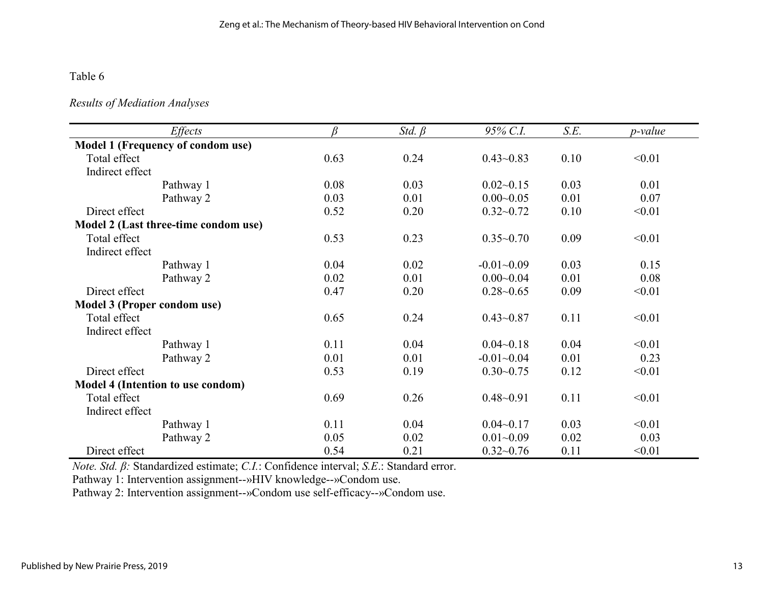Table 6

*Results of Mediation Analyses*

| *Effects* | *β* | *Std. β* | *95% C.I.* | *S.E.* | *p-value* |
|---|---|---|---|---|---|
| **Model 1 (Frequency of condom use)** | | | | | |
| Total effect | 0.63 | 0.24 | 0.43~0.83 | 0.10 | <0.01 |
| Indirect effect | | | | | |
| Pathway 1 | 0.08 | 0.03 | 0.02~0.15 | 0.03 | 0.01 |
| Pathway 2 | 0.03 | 0.01 | 0.00~0.05 | 0.01 | 0.07 |
| Direct effect | 0.52 | 0.20 | 0.32~0.72 | 0.10 | <0.01 |
| **Model 2 (Last three-time condom use)** | | | | | |
| Total effect | 0.53 | 0.23 | 0.35~0.70 | 0.09 | <0.01 |
| Indirect effect | | | | | |
| Pathway 1 | 0.04 | 0.02 | -0.01~0.09 | 0.03 | 0.15 |
| Pathway 2 | 0.02 | 0.01 | 0.00~0.04 | 0.01 | 0.08 |
| Direct effect | 0.47 | 0.20 | 0.28~0.65 | 0.09 | <0.01 |
| **Model 3 (Proper condom use)** | | | | | |
| Total effect | 0.65 | 0.24 | 0.43~0.87 | 0.11 | <0.01 |
| Indirect effect | | | | | |
| Pathway 1 | 0.11 | 0.04 | 0.04~0.18 | 0.04 | <0.01 |
| Pathway 2 | 0.01 | 0.01 | -0.01~0.04 | 0.01 | 0.23 |
| Direct effect | 0.53 | 0.19 | 0.30~0.75 | 0.12 | <0.01 |
| **Model 4 (Intention to use condom)** | | | | | |
| Total effect | 0.69 | 0.26 | 0.48~0.91 | 0.11 | <0.01 |
| Indirect effect | | | | | |
| Pathway 1 | 0.11 | 0.04 | 0.04~0.17 | 0.03 | <0.01 |
| Pathway 2 | 0.05 | 0.02 | 0.01~0.09 | 0.02 | 0.03 |
| Direct effect | 0.54 | 0.21 | 0.32~0.76 | 0.11 | <0.01 |

*Note. Std. β:* Standardized estimate; *C.I.*: Confidence interval; *S.E.*: Standard error.
Pathway 1: Intervention assignment--»HIV knowledge--»Condom use.
Pathway 2: Intervention assignment--»Condom use self-efficacy--»Condom use.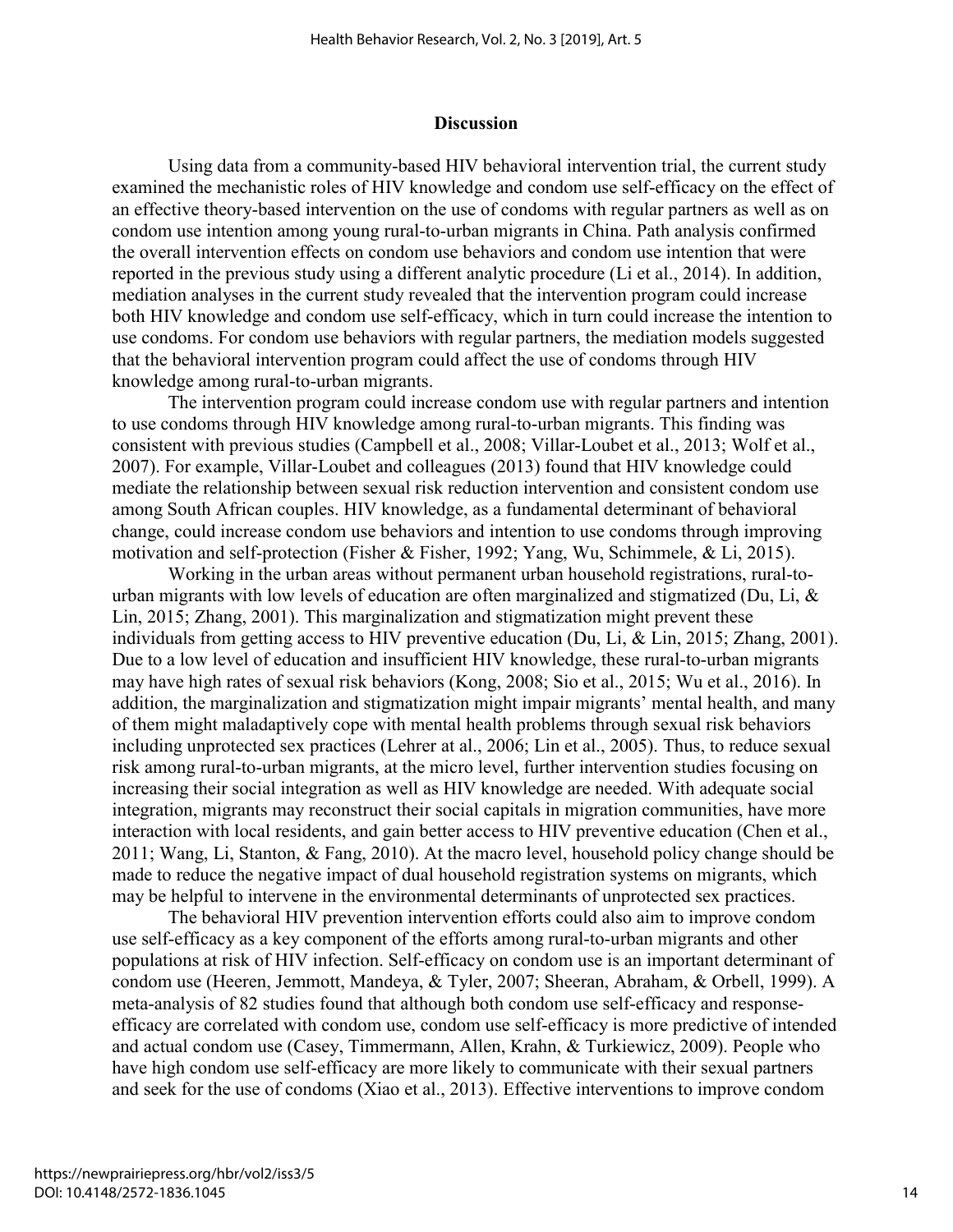## Discussion

Using data from a community-based HIV behavioral intervention trial, the current study examined the mechanistic roles of HIV knowledge and condom use self-efficacy on the effect of an effective theory-based intervention on the use of condoms with regular partners as well as on condom use intention among young rural-to-urban migrants in China. Path analysis confirmed the overall intervention effects on condom use behaviors and condom use intention that were reported in the previous study using a different analytic procedure (Li et al., 2014). In addition, mediation analyses in the current study revealed that the intervention program could increase both HIV knowledge and condom use self-efficacy, which in turn could increase the intention to use condoms. For condom use behaviors with regular partners, the mediation models suggested that the behavioral intervention program could affect the use of condoms through HIV knowledge among rural-to-urban migrants.

The intervention program could increase condom use with regular partners and intention to use condoms through HIV knowledge among rural-to-urban migrants. This finding was consistent with previous studies (Campbell et al., 2008; Villar-Loubet et al., 2013; Wolf et al., 2007). For example, Villar-Loubet and colleagues (2013) found that HIV knowledge could mediate the relationship between sexual risk reduction intervention and consistent condom use among South African couples. HIV knowledge, as a fundamental determinant of behavioral change, could increase condom use behaviors and intention to use condoms through improving motivation and self-protection (Fisher & Fisher, 1992; Yang, Wu, Schimmele, & Li, 2015).

Working in the urban areas without permanent urban household registrations, rural-to-urban migrants with low levels of education are often marginalized and stigmatized (Du, Li, & Lin, 2015; Zhang, 2001). This marginalization and stigmatization might prevent these individuals from getting access to HIV preventive education (Du, Li, & Lin, 2015; Zhang, 2001). Due to a low level of education and insufficient HIV knowledge, these rural-to-urban migrants may have high rates of sexual risk behaviors (Kong, 2008; Sio et al., 2015; Wu et al., 2016). In addition, the marginalization and stigmatization might impair migrants' mental health, and many of them might maladaptively cope with mental health problems through sexual risk behaviors including unprotected sex practices (Lehrer at al., 2006; Lin et al., 2005). Thus, to reduce sexual risk among rural-to-urban migrants, at the micro level, further intervention studies focusing on increasing their social integration as well as HIV knowledge are needed. With adequate social integration, migrants may reconstruct their social capitals in migration communities, have more interaction with local residents, and gain better access to HIV preventive education (Chen et al., 2011; Wang, Li, Stanton, & Fang, 2010). At the macro level, household policy change should be made to reduce the negative impact of dual household registration systems on migrants, which may be helpful to intervene in the environmental determinants of unprotected sex practices.

The behavioral HIV prevention intervention efforts could also aim to improve condom use self-efficacy as a key component of the efforts among rural-to-urban migrants and other populations at risk of HIV infection. Self-efficacy on condom use is an important determinant of condom use (Heeren, Jemmott, Mandeya, & Tyler, 2007; Sheeran, Abraham, & Orbell, 1999). A meta-analysis of 82 studies found that although both condom use self-efficacy and response-efficacy are correlated with condom use, condom use self-efficacy is more predictive of intended and actual condom use (Casey, Timmermann, Allen, Krahn, & Turkiewicz, 2009). People who have high condom use self-efficacy are more likely to communicate with their sexual partners and seek for the use of condoms (Xiao et al., 2013). Effective interventions to improve condom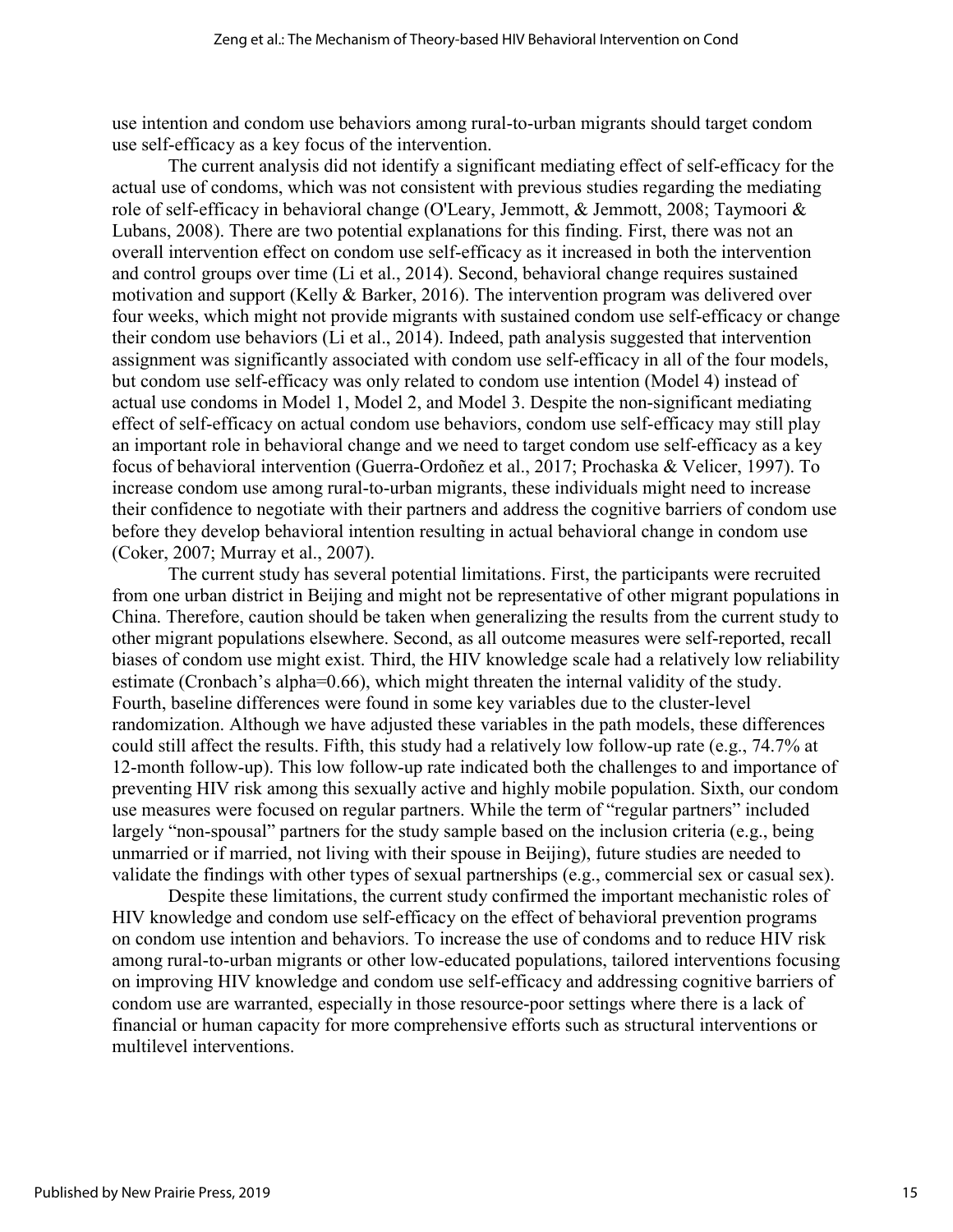use intention and condom use behaviors among rural-to-urban migrants should target condom use self-efficacy as a key focus of the intervention.

The current analysis did not identify a significant mediating effect of self-efficacy for the actual use of condoms, which was not consistent with previous studies regarding the mediating role of self-efficacy in behavioral change (O'Leary, Jemmott, & Jemmott, 2008; Taymoori & Lubans, 2008). There are two potential explanations for this finding. First, there was not an overall intervention effect on condom use self-efficacy as it increased in both the intervention and control groups over time (Li et al., 2014). Second, behavioral change requires sustained motivation and support (Kelly & Barker, 2016). The intervention program was delivered over four weeks, which might not provide migrants with sustained condom use self-efficacy or change their condom use behaviors (Li et al., 2014). Indeed, path analysis suggested that intervention assignment was significantly associated with condom use self-efficacy in all of the four models, but condom use self-efficacy was only related to condom use intention (Model 4) instead of actual use condoms in Model 1, Model 2, and Model 3. Despite the non-significant mediating effect of self-efficacy on actual condom use behaviors, condom use self-efficacy may still play an important role in behavioral change and we need to target condom use self-efficacy as a key focus of behavioral intervention (Guerra-Ordoñez et al., 2017; Prochaska & Velicer, 1997). To increase condom use among rural-to-urban migrants, these individuals might need to increase their confidence to negotiate with their partners and address the cognitive barriers of condom use before they develop behavioral intention resulting in actual behavioral change in condom use (Coker, 2007; Murray et al., 2007).

The current study has several potential limitations. First, the participants were recruited from one urban district in Beijing and might not be representative of other migrant populations in China. Therefore, caution should be taken when generalizing the results from the current study to other migrant populations elsewhere. Second, as all outcome measures were self-reported, recall biases of condom use might exist. Third, the HIV knowledge scale had a relatively low reliability estimate (Cronbach's alpha=0.66), which might threaten the internal validity of the study. Fourth, baseline differences were found in some key variables due to the cluster-level randomization. Although we have adjusted these variables in the path models, these differences could still affect the results. Fifth, this study had a relatively low follow-up rate (e.g., 74.7% at 12-month follow-up). This low follow-up rate indicated both the challenges to and importance of preventing HIV risk among this sexually active and highly mobile population. Sixth, our condom use measures were focused on regular partners. While the term of "regular partners" included largely "non-spousal" partners for the study sample based on the inclusion criteria (e.g., being unmarried or if married, not living with their spouse in Beijing), future studies are needed to validate the findings with other types of sexual partnerships (e.g., commercial sex or casual sex).

Despite these limitations, the current study confirmed the important mechanistic roles of HIV knowledge and condom use self-efficacy on the effect of behavioral prevention programs on condom use intention and behaviors. To increase the use of condoms and to reduce HIV risk among rural-to-urban migrants or other low-educated populations, tailored interventions focusing on improving HIV knowledge and condom use self-efficacy and addressing cognitive barriers of condom use are warranted, especially in those resource-poor settings where there is a lack of financial or human capacity for more comprehensive efforts such as structural interventions or multilevel interventions.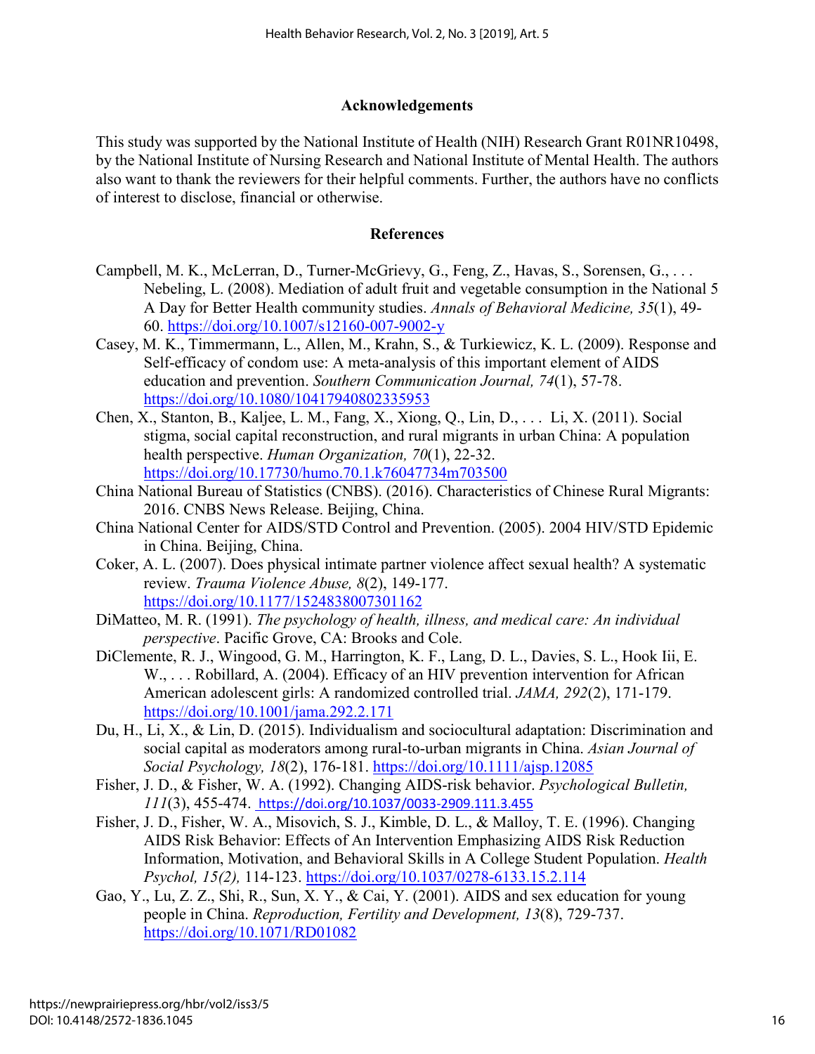## Acknowledgements

This study was supported by the National Institute of Health (NIH) Research Grant R01NR10498, by the National Institute of Nursing Research and National Institute of Mental Health. The authors also want to thank the reviewers for their helpful comments. Further, the authors have no conflicts of interest to disclose, financial or otherwise.

## References

Campbell, M. K., McLerran, D., Turner-McGrievy, G., Feng, Z., Havas, S., Sorensen, G., . . . Nebeling, L. (2008). Mediation of adult fruit and vegetable consumption in the National 5 A Day for Better Health community studies. *Annals of Behavioral Medicine, 35*(1), 49-60. https://doi.org/10.1007/s12160-007-9002-y

Casey, M. K., Timmermann, L., Allen, M., Krahn, S., & Turkiewicz, K. L. (2009). Response and Self-efficacy of condom use: A meta-analysis of this important element of AIDS education and prevention. *Southern Communication Journal, 74*(1), 57-78. https://doi.org/10.1080/10417940802335953

Chen, X., Stanton, B., Kaljee, L. M., Fang, X., Xiong, Q., Lin, D., . . . Li, X. (2011). Social stigma, social capital reconstruction, and rural migrants in urban China: A population health perspective. *Human Organization, 70*(1), 22-32. https://doi.org/10.17730/humo.70.1.k76047734m703500

China National Bureau of Statistics (CNBS). (2016). Characteristics of Chinese Rural Migrants: 2016. CNBS News Release. Beijing, China.

China National Center for AIDS/STD Control and Prevention. (2005). 2004 HIV/STD Epidemic in China. Beijing, China.

Coker, A. L. (2007). Does physical intimate partner violence affect sexual health? A systematic review. *Trauma Violence Abuse, 8*(2), 149-177. https://doi.org/10.1177/1524838007301162

DiMatteo, M. R. (1991). *The psychology of health, illness, and medical care: An individual perspective*. Pacific Grove, CA: Brooks and Cole.

DiClemente, R. J., Wingood, G. M., Harrington, K. F., Lang, D. L., Davies, S. L., Hook Iii, E. W., . . . Robillard, A. (2004). Efficacy of an HIV prevention intervention for African American adolescent girls: A randomized controlled trial. *JAMA, 292*(2), 171-179. https://doi.org/10.1001/jama.292.2.171

Du, H., Li, X., & Lin, D. (2015). Individualism and sociocultural adaptation: Discrimination and social capital as moderators among rural-to-urban migrants in China. *Asian Journal of Social Psychology, 18*(2), 176-181. https://doi.org/10.1111/ajsp.12085

Fisher, J. D., & Fisher, W. A. (1992). Changing AIDS-risk behavior. *Psychological Bulletin, 111*(3), 455-474. https://doi.org/10.1037/0033-2909.111.3.455

Fisher, J. D., Fisher, W. A., Misovich, S. J., Kimble, D. L., & Malloy, T. E. (1996). Changing AIDS Risk Behavior: Effects of An Intervention Emphasizing AIDS Risk Reduction Information, Motivation, and Behavioral Skills in A College Student Population. *Health Psychol, 15(2),* 114-123. https://doi.org/10.1037/0278-6133.15.2.114

Gao, Y., Lu, Z. Z., Shi, R., Sun, X. Y., & Cai, Y. (2001). AIDS and sex education for young people in China. *Reproduction, Fertility and Development, 13*(8), 729-737. https://doi.org/10.1071/RD01082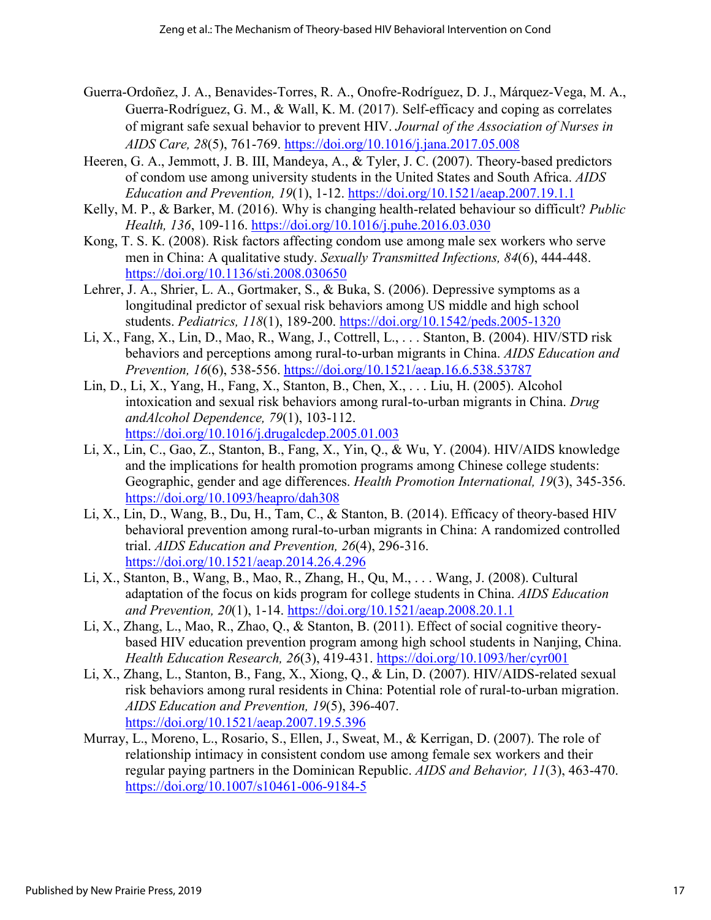Guerra-Ordoñez, J. A., Benavides-Torres, R. A., Onofre-Rodríguez, D. J., Márquez-Vega, M. A., Guerra-Rodríguez, G. M., & Wall, K. M. (2017). Self-efficacy and coping as correlates of migrant safe sexual behavior to prevent HIV. *Journal of the Association of Nurses in AIDS Care, 28*(5), 761-769. https://doi.org/10.1016/j.jana.2017.05.008

Heeren, G. A., Jemmott, J. B. III, Mandeya, A., & Tyler, J. C. (2007). Theory-based predictors of condom use among university students in the United States and South Africa. *AIDS Education and Prevention, 19*(1), 1-12. https://doi.org/10.1521/aeap.2007.19.1.1

Kelly, M. P., & Barker, M. (2016). Why is changing health-related behaviour so difficult? *Public Health, 136*, 109-116. https://doi.org/10.1016/j.puhe.2016.03.030

Kong, T. S. K. (2008). Risk factors affecting condom use among male sex workers who serve men in China: A qualitative study. *Sexually Transmitted Infections, 84*(6), 444-448. https://doi.org/10.1136/sti.2008.030650

Lehrer, J. A., Shrier, L. A., Gortmaker, S., & Buka, S. (2006). Depressive symptoms as a longitudinal predictor of sexual risk behaviors among US middle and high school students. *Pediatrics, 118*(1), 189-200. https://doi.org/10.1542/peds.2005-1320

Li, X., Fang, X., Lin, D., Mao, R., Wang, J., Cottrell, L., . . . Stanton, B. (2004). HIV/STD risk behaviors and perceptions among rural-to-urban migrants in China. *AIDS Education and Prevention, 16*(6), 538-556. https://doi.org/10.1521/aeap.16.6.538.53787

Lin, D., Li, X., Yang, H., Fang, X., Stanton, B., Chen, X., . . . Liu, H. (2005). Alcohol intoxication and sexual risk behaviors among rural-to-urban migrants in China. *Drug andAlcohol Dependence, 79*(1), 103-112. https://doi.org/10.1016/j.drugalcdep.2005.01.003

Li, X., Lin, C., Gao, Z., Stanton, B., Fang, X., Yin, Q., & Wu, Y. (2004). HIV/AIDS knowledge and the implications for health promotion programs among Chinese college students: Geographic, gender and age differences. *Health Promotion International, 19*(3), 345-356. https://doi.org/10.1093/heapro/dah308

Li, X., Lin, D., Wang, B., Du, H., Tam, C., & Stanton, B. (2014). Efficacy of theory-based HIV behavioral prevention among rural-to-urban migrants in China: A randomized controlled trial. *AIDS Education and Prevention, 26*(4), 296-316. https://doi.org/10.1521/aeap.2014.26.4.296

Li, X., Stanton, B., Wang, B., Mao, R., Zhang, H., Qu, M., . . . Wang, J. (2008). Cultural adaptation of the focus on kids program for college students in China. *AIDS Education and Prevention, 20*(1), 1-14. https://doi.org/10.1521/aeap.2008.20.1.1

Li, X., Zhang, L., Mao, R., Zhao, Q., & Stanton, B. (2011). Effect of social cognitive theory-based HIV education prevention program among high school students in Nanjing, China. *Health Education Research, 26*(3), 419-431. https://doi.org/10.1093/her/cyr001

Li, X., Zhang, L., Stanton, B., Fang, X., Xiong, Q., & Lin, D. (2007). HIV/AIDS-related sexual risk behaviors among rural residents in China: Potential role of rural-to-urban migration. *AIDS Education and Prevention, 19*(5), 396-407. https://doi.org/10.1521/aeap.2007.19.5.396

Murray, L., Moreno, L., Rosario, S., Ellen, J., Sweat, M., & Kerrigan, D. (2007). The role of relationship intimacy in consistent condom use among female sex workers and their regular paying partners in the Dominican Republic. *AIDS and Behavior, 11*(3), 463-470. https://doi.org/10.1007/s10461-006-9184-5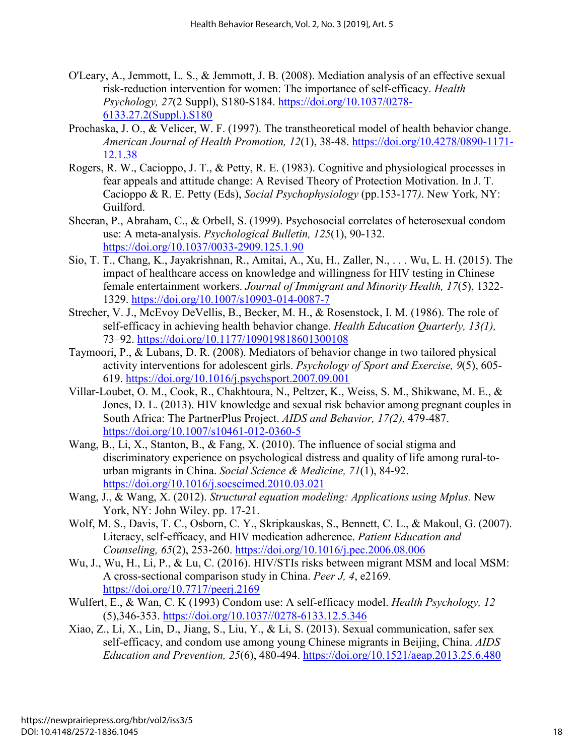O'Leary, A., Jemmott, L. S., & Jemmott, J. B. (2008). Mediation analysis of an effective sexual risk-reduction intervention for women: The importance of self-efficacy. *Health Psychology, 27*(2 Suppl), S180-S184. https://doi.org/10.1037/0278-6133.27.2(Suppl.).S180

Prochaska, J. O., & Velicer, W. F. (1997). The transtheoretical model of health behavior change. *American Journal of Health Promotion, 12*(1), 38-48. https://doi.org/10.4278/0890-1171-12.1.38

Rogers, R. W., Cacioppo, J. T., & Petty, R. E. (1983). Cognitive and physiological processes in fear appeals and attitude change: A Revised Theory of Protection Motivation. In J. T. Cacioppo & R. E. Petty (Eds), *Social Psychophysiology* (pp.153-177*)*. New York, NY: Guilford.

Sheeran, P., Abraham, C., & Orbell, S. (1999). Psychosocial correlates of heterosexual condom use: A meta-analysis. *Psychological Bulletin, 125*(1), 90-132. https://doi.org/10.1037/0033-2909.125.1.90

Sio, T. T., Chang, K., Jayakrishnan, R., Amitai, A., Xu, H., Zaller, N., . . . Wu, L. H. (2015). The impact of healthcare access on knowledge and willingness for HIV testing in Chinese female entertainment workers. *Journal of Immigrant and Minority Health, 17*(5), 1322-1329. https://doi.org/10.1007/s10903-014-0087-7

Strecher, V. J., McEvoy DeVellis, B., Becker, M. H., & Rosenstock, I. M. (1986). The role of self-efficacy in achieving health behavior change. *Health Education Quarterly, 13(1),* 73–92. https://doi.org/10.1177/109019818601300108

Taymoori, P., & Lubans, D. R. (2008). Mediators of behavior change in two tailored physical activity interventions for adolescent girls. *Psychology of Sport and Exercise, 9*(5), 605-619. https://doi.org/10.1016/j.psychsport.2007.09.001

Villar-Loubet, O. M., Cook, R., Chakhtoura, N., Peltzer, K., Weiss, S. M., Shikwane, M. E., & Jones, D. L. (2013). HIV knowledge and sexual risk behavior among pregnant couples in South Africa: The PartnerPlus Project. *AIDS and Behavior, 17(2),* 479-487. https://doi.org/10.1007/s10461-012-0360-5

Wang, B., Li, X., Stanton, B., & Fang, X. (2010). The influence of social stigma and discriminatory experience on psychological distress and quality of life among rural-to-urban migrants in China. *Social Science & Medicine, 71*(1), 84-92. https://doi.org/10.1016/j.socscimed.2010.03.021

Wang, J., & Wang, X. (2012). *Structural equation modeling: Applications using Mplus.* New York, NY: John Wiley. pp. 17-21.

Wolf, M. S., Davis, T. C., Osborn, C. Y., Skripkauskas, S., Bennett, C. L., & Makoul, G. (2007). Literacy, self-efficacy, and HIV medication adherence. *Patient Education and Counseling, 65*(2), 253-260. https://doi.org/10.1016/j.pec.2006.08.006

Wu, J., Wu, H., Li, P., & Lu, C. (2016). HIV/STIs risks between migrant MSM and local MSM: A cross-sectional comparison study in China. *Peer J, 4*, e2169. https://doi.org/10.7717/peerj.2169

Wulfert, E., & Wan, C. K (1993) Condom use: A self-efficacy model. *Health Psychology, 12* (5),346-353. https://doi.org/10.1037//0278-6133.12.5.346

Xiao, Z., Li, X., Lin, D., Jiang, S., Liu, Y., & Li, S. (2013). Sexual communication, safer sex self-efficacy, and condom use among young Chinese migrants in Beijing, China. *AIDS Education and Prevention, 25*(6), 480-494. https://doi.org/10.1521/aeap.2013.25.6.480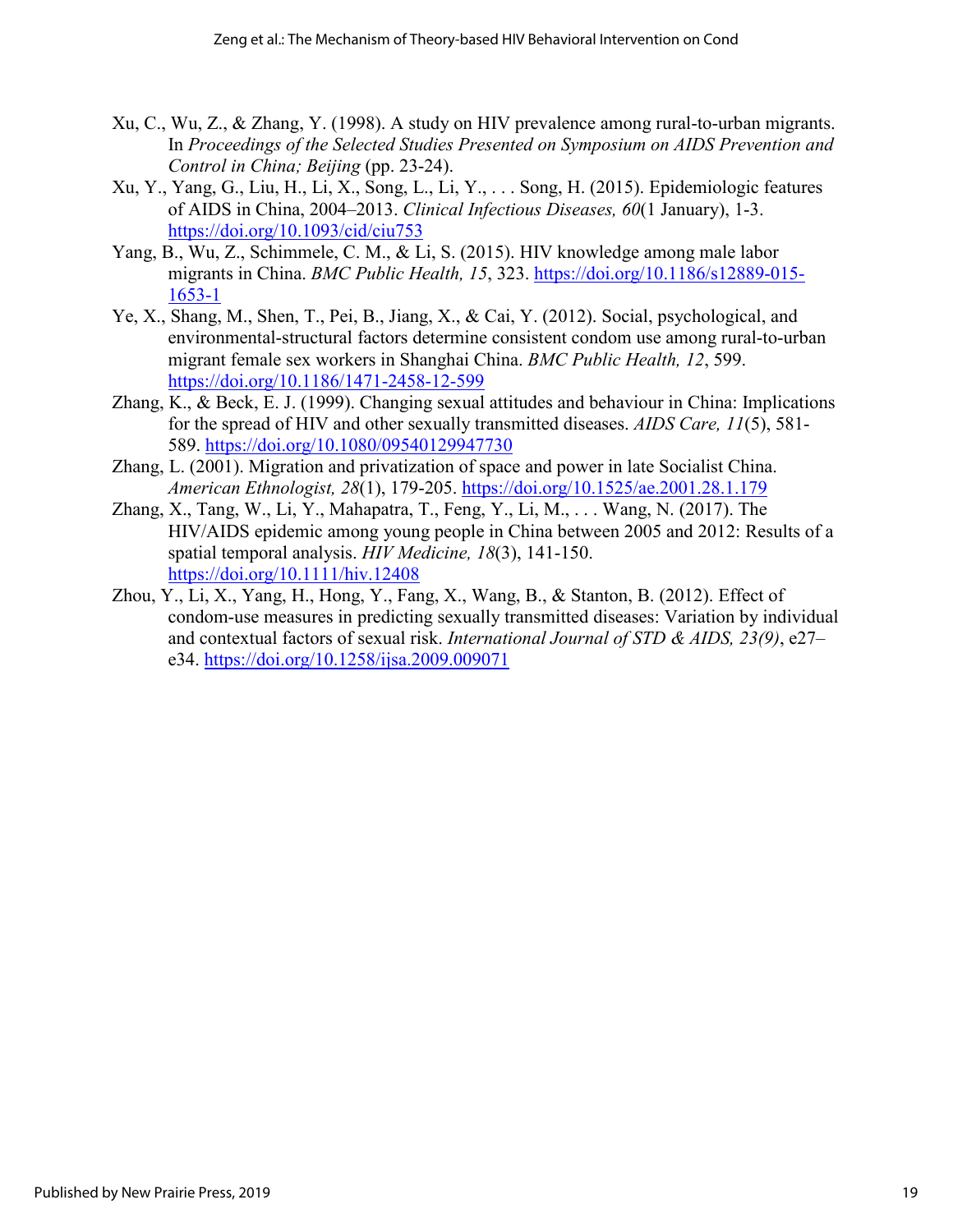Xu, C., Wu, Z., & Zhang, Y. (1998). A study on HIV prevalence among rural-to-urban migrants. In *Proceedings of the Selected Studies Presented on Symposium on AIDS Prevention and Control in China; Beijing* (pp. 23-24).

Xu, Y., Yang, G., Liu, H., Li, X., Song, L., Li, Y., . . . Song, H. (2015). Epidemiologic features of AIDS in China, 2004–2013. *Clinical Infectious Diseases, 60*(1 January), 1-3. https://doi.org/10.1093/cid/ciu753

Yang, B., Wu, Z., Schimmele, C. M., & Li, S. (2015). HIV knowledge among male labor migrants in China. *BMC Public Health, 15*, 323. https://doi.org/10.1186/s12889-015-1653-1

Ye, X., Shang, M., Shen, T., Pei, B., Jiang, X., & Cai, Y. (2012). Social, psychological, and environmental-structural factors determine consistent condom use among rural-to-urban migrant female sex workers in Shanghai China. *BMC Public Health, 12*, 599. https://doi.org/10.1186/1471-2458-12-599

Zhang, K., & Beck, E. J. (1999). Changing sexual attitudes and behaviour in China: Implications for the spread of HIV and other sexually transmitted diseases. *AIDS Care, 11*(5), 581-589. https://doi.org/10.1080/09540129947730

Zhang, L. (2001). Migration and privatization of space and power in late Socialist China. *American Ethnologist, 28*(1), 179-205. https://doi.org/10.1525/ae.2001.28.1.179

Zhang, X., Tang, W., Li, Y., Mahapatra, T., Feng, Y., Li, M., . . . Wang, N. (2017). The HIV/AIDS epidemic among young people in China between 2005 and 2012: Results of a spatial temporal analysis. *HIV Medicine, 18*(3), 141-150. https://doi.org/10.1111/hiv.12408

Zhou, Y., Li, X., Yang, H., Hong, Y., Fang, X., Wang, B., & Stanton, B. (2012). Effect of condom-use measures in predicting sexually transmitted diseases: Variation by individual and contextual factors of sexual risk. *International Journal of STD & AIDS, 23(9)*, e27–e34. https://doi.org/10.1258/ijsa.2009.009071